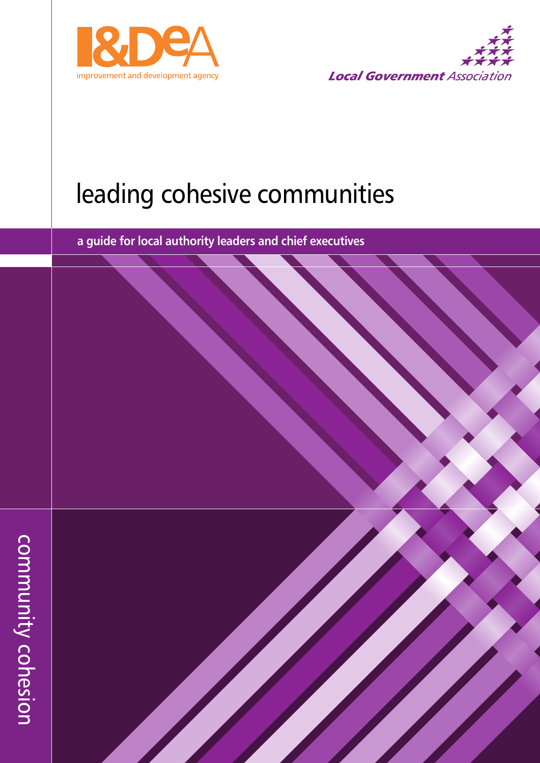I&DeA

improvement and development agency

Local Government Association

# leading cohesive communities

**a guide for local authority leaders and chief executives**

community cohesion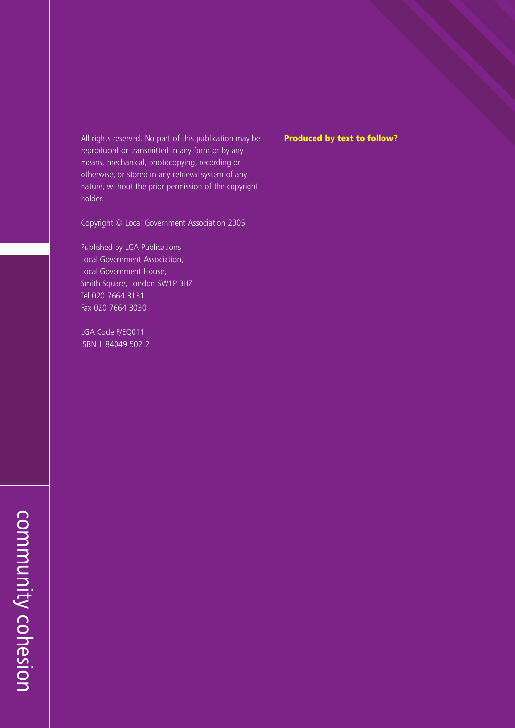All rights reserved. No part of this publication may be reproduced or transmitted in any form or by any means, mechanical, photocopying, recording or otherwise, or stored in any retrieval system of any nature, without the prior permission of the copyright holder.

Copyright © Local Government Association 2005

Published by LGA Publications
Local Government Association,
Local Government House,
Smith Square, London SW1P 3HZ
Tel 020 7664 3131
Fax 020 7664 3030

LGA Code F/EQ011
ISBN 1 84049 502 2

**Produced by text to follow?**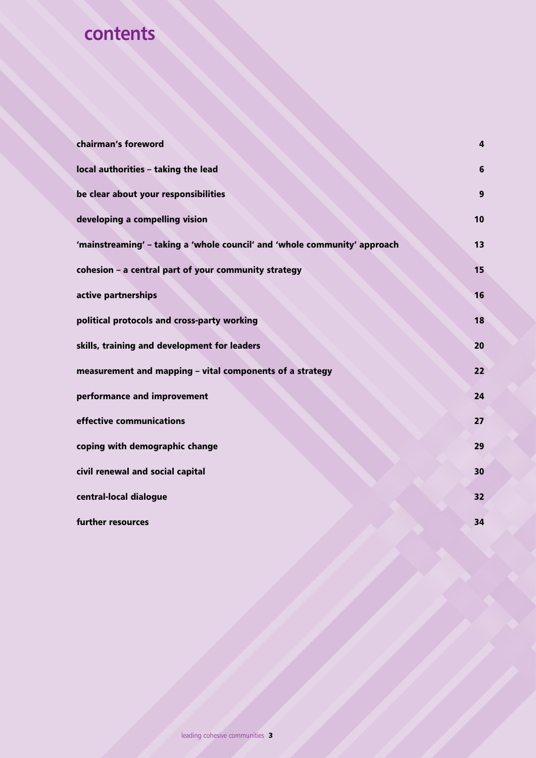# contents

| | |
|---|---|
| **chairman's foreword** | **4** |
| **local authorities – taking the lead** | **6** |
| **be clear about your responsibilities** | **9** |
| **developing a compelling vision** | **10** |
| **'mainstreaming' – taking a 'whole council' and 'whole community' approach** | **13** |
| **cohesion – a central part of your community strategy** | **15** |
| **active partnerships** | **16** |
| **political protocols and cross-party working** | **18** |
| **skills, training and development for leaders** | **20** |
| **measurement and mapping – vital components of a strategy** | **22** |
| **performance and improvement** | **24** |
| **effective communications** | **27** |
| **coping with demographic change** | **29** |
| **civil renewal and social capital** | **30** |
| **central-local dialogue** | **32** |
| **further resources** | **34** |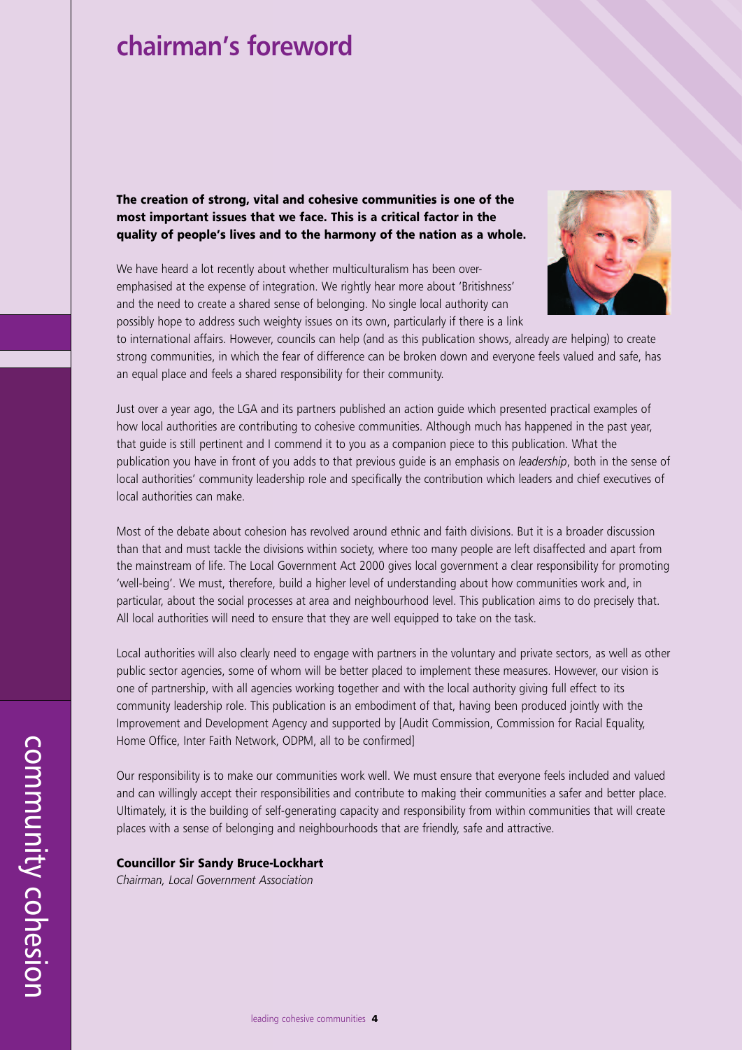# chairman's foreword

**The creation of strong, vital and cohesive communities is one of the most important issues that we face. This is a critical factor in the quality of people's lives and to the harmony of the nation as a whole.**

We have heard a lot recently about whether multiculturalism has been over-emphasised at the expense of integration. We rightly hear more about 'Britishness' and the need to create a shared sense of belonging. No single local authority can possibly hope to address such weighty issues on its own, particularly if there is a link to international affairs. However, councils can help (and as this publication shows, already *are* helping) to create strong communities, in which the fear of difference can be broken down and everyone feels valued and safe, has an equal place and feels a shared responsibility for their community.

Just over a year ago, the LGA and its partners published an action guide which presented practical examples of how local authorities are contributing to cohesive communities. Although much has happened in the past year, that guide is still pertinent and I commend it to you as a companion piece to this publication. What the publication you have in front of you adds to that previous guide is an emphasis on *leadership*, both in the sense of local authorities' community leadership role and specifically the contribution which leaders and chief executives of local authorities can make.

Most of the debate about cohesion has revolved around ethnic and faith divisions. But it is a broader discussion than that and must tackle the divisions within society, where too many people are left disaffected and apart from the mainstream of life. The Local Government Act 2000 gives local government a clear responsibility for promoting 'well-being'. We must, therefore, build a higher level of understanding about how communities work and, in particular, about the social processes at area and neighbourhood level. This publication aims to do precisely that. All local authorities will need to ensure that they are well equipped to take on the task.

Local authorities will also clearly need to engage with partners in the voluntary and private sectors, as well as other public sector agencies, some of whom will be better placed to implement these measures. However, our vision is one of partnership, with all agencies working together and with the local authority giving full effect to its community leadership role. This publication is an embodiment of that, having been produced jointly with the Improvement and Development Agency and supported by [Audit Commission, Commission for Racial Equality, Home Office, Inter Faith Network, ODPM, all to be confirmed]

Our responsibility is to make our communities work well. We must ensure that everyone feels included and valued and can willingly accept their responsibilities and contribute to making their communities a safer and better place. Ultimately, it is the building of self-generating capacity and responsibility from within communities that will create places with a sense of belonging and neighbourhoods that are friendly, safe and attractive.

**Councillor Sir Sandy Bruce-Lockhart**
*Chairman, Local Government Association*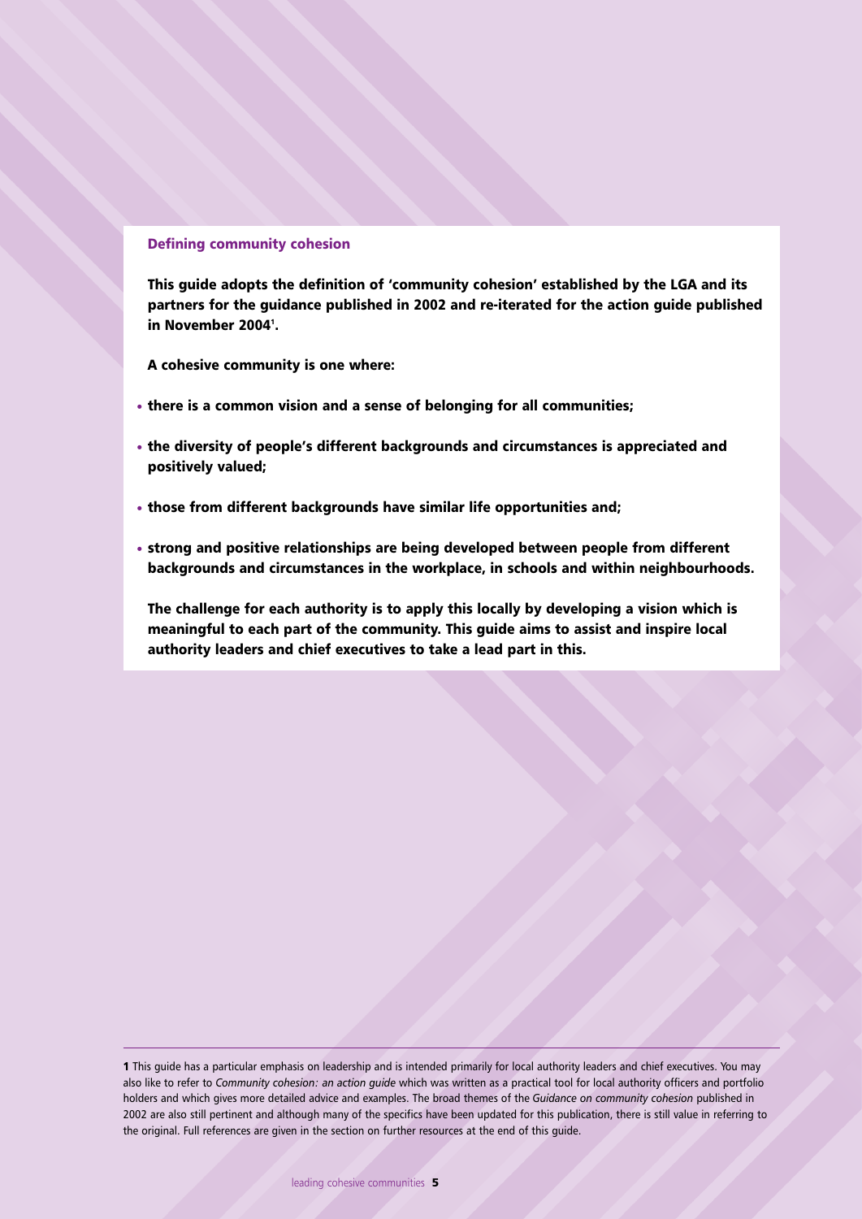### Defining community cohesion

**This guide adopts the definition of 'community cohesion' established by the LGA and its partners for the guidance published in 2002 and re-iterated for the action guide published in November 2004[1].**

**A cohesive community is one where:**

- **there is a common vision and a sense of belonging for all communities;**
- **the diversity of people's different backgrounds and circumstances is appreciated and positively valued;**
- **those from different backgrounds have similar life opportunities and;**
- **strong and positive relationships are being developed between people from different backgrounds and circumstances in the workplace, in schools and within neighbourhoods.**

**The challenge for each authority is to apply this locally by developing a vision which is meaningful to each part of the community. This guide aims to assist and inspire local authority leaders and chief executives to take a lead part in this.**

---

**1** This guide has a particular emphasis on leadership and is intended primarily for local authority leaders and chief executives. You may also like to refer to *Community cohesion: an action guide* which was written as a practical tool for local authority officers and portfolio holders and which gives more detailed advice and examples. The broad themes of the *Guidance on community cohesion* published in 2002 are also still pertinent and although many of the specifics have been updated for this publication, there is still value in referring to the original. Full references are given in the section on further resources at the end of this guide.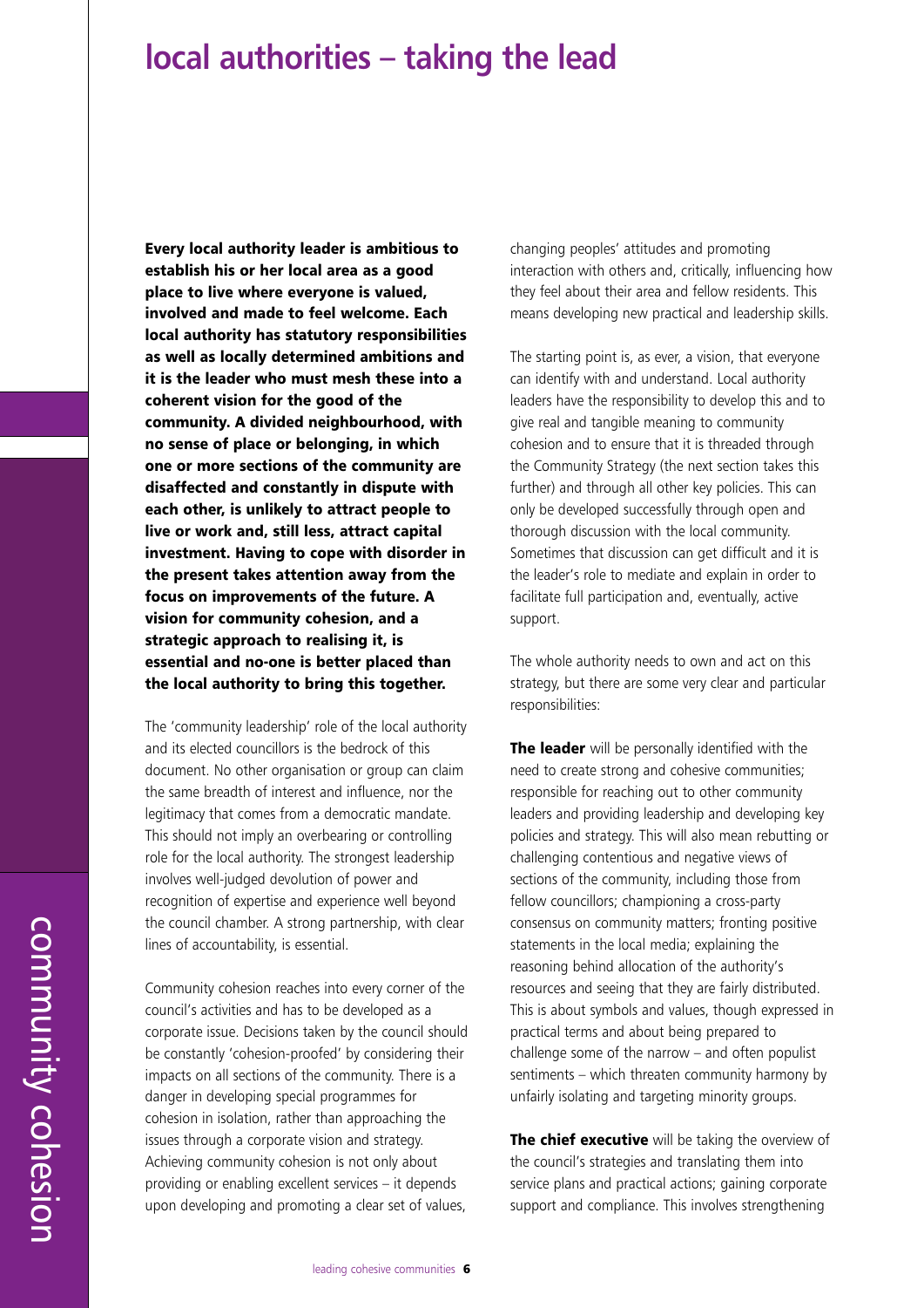# local authorities – taking the lead

**Every local authority leader is ambitious to establish his or her local area as a good place to live where everyone is valued, involved and made to feel welcome. Each local authority has statutory responsibilities as well as locally determined ambitions and it is the leader who must mesh these into a coherent vision for the good of the community. A divided neighbourhood, with no sense of place or belonging, in which one or more sections of the community are disaffected and constantly in dispute with each other, is unlikely to attract people to live or work and, still less, attract capital investment. Having to cope with disorder in the present takes attention away from the focus on improvements of the future. A vision for community cohesion, and a strategic approach to realising it, is essential and no-one is better placed than the local authority to bring this together.**

The 'community leadership' role of the local authority and its elected councillors is the bedrock of this document. No other organisation or group can claim the same breadth of interest and influence, nor the legitimacy that comes from a democratic mandate. This should not imply an overbearing or controlling role for the local authority. The strongest leadership involves well-judged devolution of power and recognition of expertise and experience well beyond the council chamber. A strong partnership, with clear lines of accountability, is essential.

Community cohesion reaches into every corner of the council's activities and has to be developed as a corporate issue. Decisions taken by the council should be constantly 'cohesion-proofed' by considering their impacts on all sections of the community. There is a danger in developing special programmes for cohesion in isolation, rather than approaching the issues through a corporate vision and strategy. Achieving community cohesion is not only about providing or enabling excellent services – it depends upon developing and promoting a clear set of values, changing peoples' attitudes and promoting interaction with others and, critically, influencing how they feel about their area and fellow residents. This means developing new practical and leadership skills.

The starting point is, as ever, a vision, that everyone can identify with and understand. Local authority leaders have the responsibility to develop this and to give real and tangible meaning to community cohesion and to ensure that it is threaded through the Community Strategy (the next section takes this further) and through all other key policies. This can only be developed successfully through open and thorough discussion with the local community. Sometimes that discussion can get difficult and it is the leader's role to mediate and explain in order to facilitate full participation and, eventually, active support.

The whole authority needs to own and act on this strategy, but there are some very clear and particular responsibilities:

**The leader** will be personally identified with the need to create strong and cohesive communities; responsible for reaching out to other community leaders and providing leadership and developing key policies and strategy. This will also mean rebutting or challenging contentious and negative views of sections of the community, including those from fellow councillors; championing a cross-party consensus on community matters; fronting positive statements in the local media; explaining the reasoning behind allocation of the authority's resources and seeing that they are fairly distributed. This is about symbols and values, though expressed in practical terms and about being prepared to challenge some of the narrow – and often populist sentiments – which threaten community harmony by unfairly isolating and targeting minority groups.

**The chief executive** will be taking the overview of the council's strategies and translating them into service plans and practical actions; gaining corporate support and compliance. This involves strengthening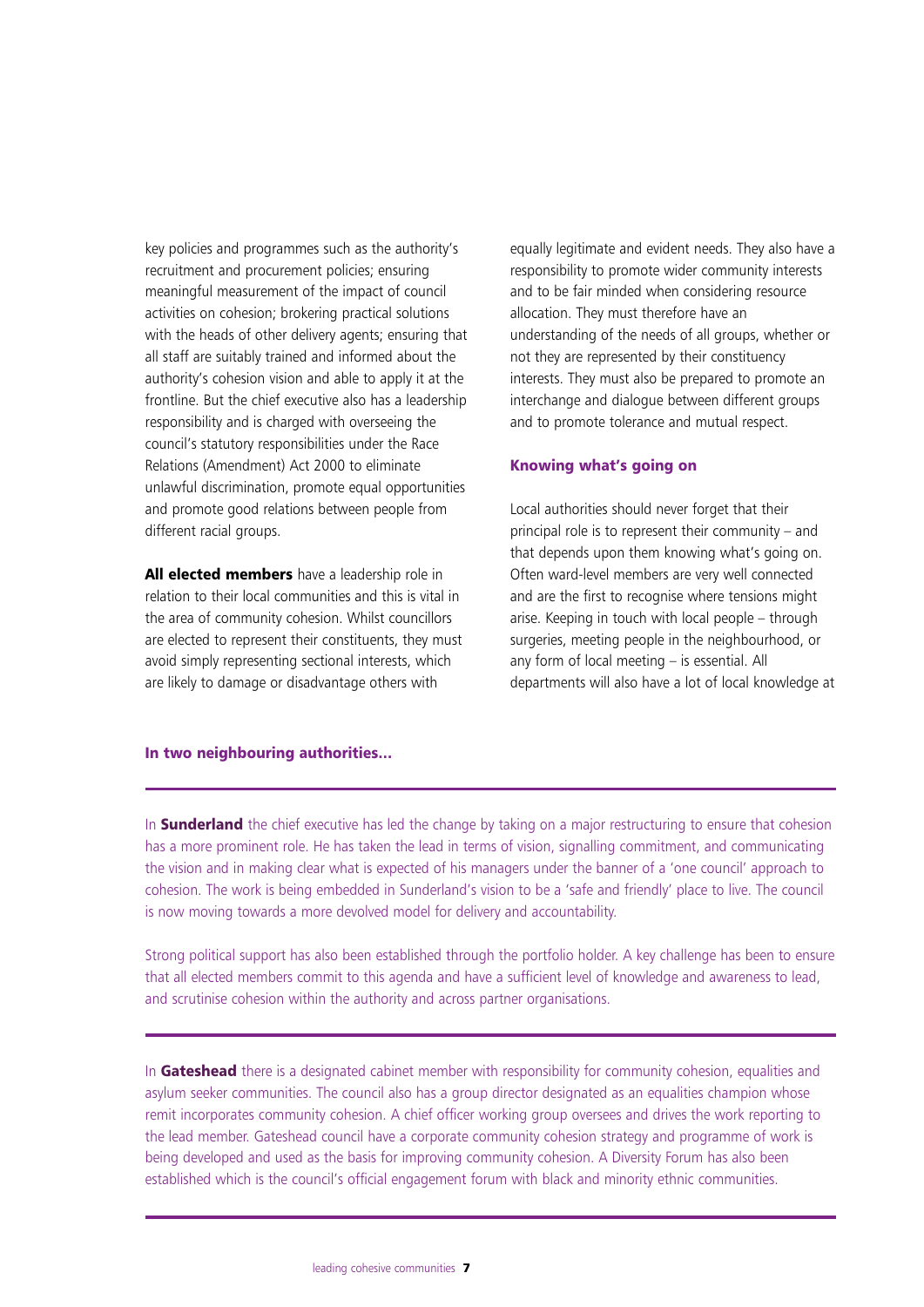key policies and programmes such as the authority's recruitment and procurement policies; ensuring meaningful measurement of the impact of council activities on cohesion; brokering practical solutions with the heads of other delivery agents; ensuring that all staff are suitably trained and informed about the authority's cohesion vision and able to apply it at the frontline. But the chief executive also has a leadership responsibility and is charged with overseeing the council's statutory responsibilities under the Race Relations (Amendment) Act 2000 to eliminate unlawful discrimination, promote equal opportunities and promote good relations between people from different racial groups.

**All elected members** have a leadership role in relation to their local communities and this is vital in the area of community cohesion. Whilst councillors are elected to represent their constituents, they must avoid simply representing sectional interests, which are likely to damage or disadvantage others with equally legitimate and evident needs. They also have a responsibility to promote wider community interests and to be fair minded when considering resource allocation. They must therefore have an understanding of the needs of all groups, whether or not they are represented by their constituency interests. They must also be prepared to promote an interchange and dialogue between different groups and to promote tolerance and mutual respect.

### Knowing what's going on

Local authorities should never forget that their principal role is to represent their community – and that depends upon them knowing what's going on. Often ward-level members are very well connected and are the first to recognise where tensions might arise. Keeping in touch with local people – through surgeries, meeting people in the neighbourhood, or any form of local meeting – is essential. All departments will also have a lot of local knowledge at

### In two neighbouring authorities...

In **Sunderland** the chief executive has led the change by taking on a major restructuring to ensure that cohesion has a more prominent role. He has taken the lead in terms of vision, signalling commitment, and communicating the vision and in making clear what is expected of his managers under the banner of a 'one council' approach to cohesion. The work is being embedded in Sunderland's vision to be a 'safe and friendly' place to live. The council is now moving towards a more devolved model for delivery and accountability.

Strong political support has also been established through the portfolio holder. A key challenge has been to ensure that all elected members commit to this agenda and have a sufficient level of knowledge and awareness to lead, and scrutinise cohesion within the authority and across partner organisations.

In **Gateshead** there is a designated cabinet member with responsibility for community cohesion, equalities and asylum seeker communities. The council also has a group director designated as an equalities champion whose remit incorporates community cohesion. A chief officer working group oversees and drives the work reporting to the lead member. Gateshead council have a corporate community cohesion strategy and programme of work is being developed and used as the basis for improving community cohesion. A Diversity Forum has also been established which is the council's official engagement forum with black and minority ethnic communities.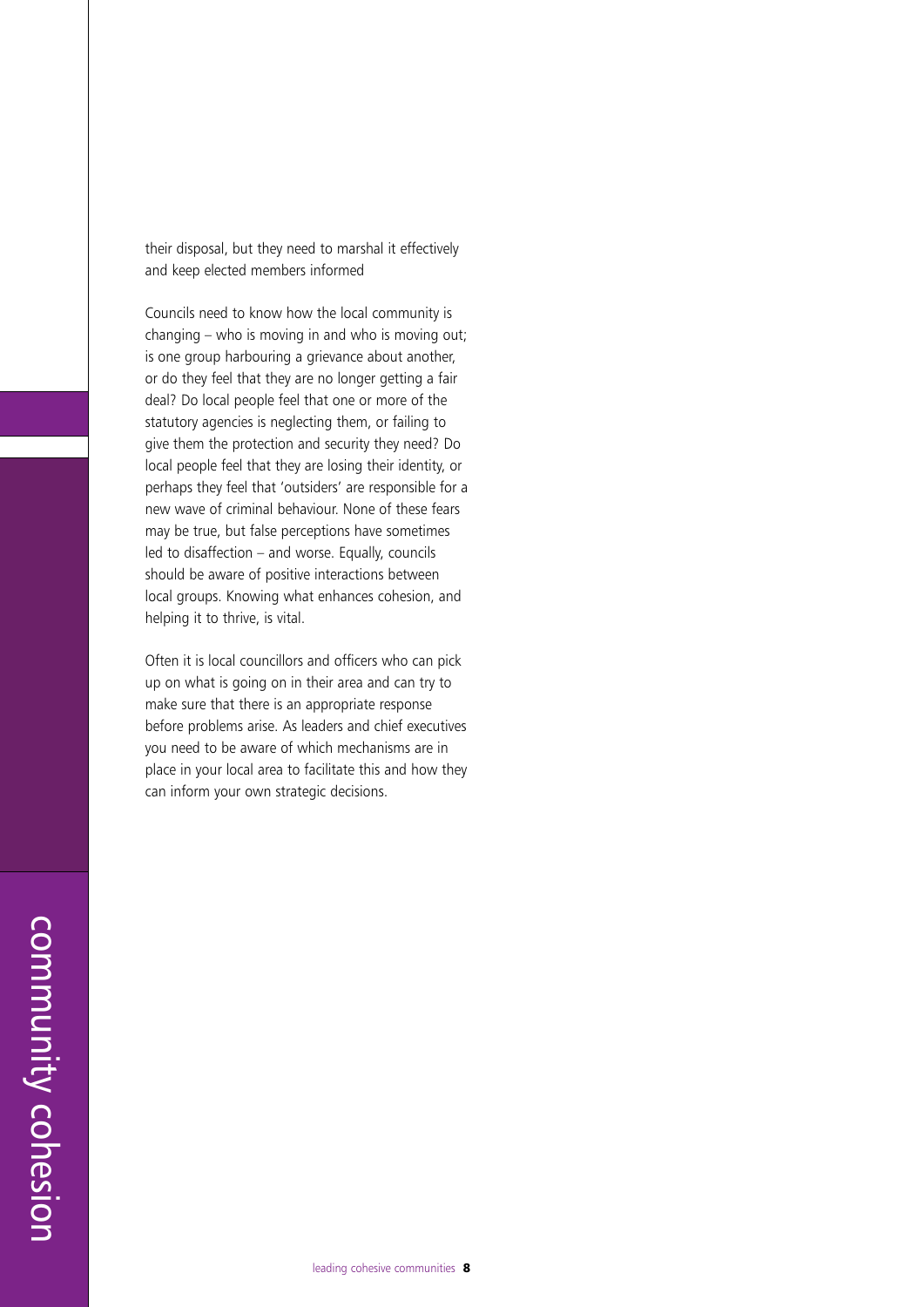their disposal, but they need to marshal it effectively and keep elected members informed

Councils need to know how the local community is changing – who is moving in and who is moving out; is one group harbouring a grievance about another, or do they feel that they are no longer getting a fair deal? Do local people feel that one or more of the statutory agencies is neglecting them, or failing to give them the protection and security they need? Do local people feel that they are losing their identity, or perhaps they feel that 'outsiders' are responsible for a new wave of criminal behaviour. None of these fears may be true, but false perceptions have sometimes led to disaffection – and worse. Equally, councils should be aware of positive interactions between local groups. Knowing what enhances cohesion, and helping it to thrive, is vital.

Often it is local councillors and officers who can pick up on what is going on in their area and can try to make sure that there is an appropriate response before problems arise. As leaders and chief executives you need to be aware of which mechanisms are in place in your local area to facilitate this and how they can inform your own strategic decisions.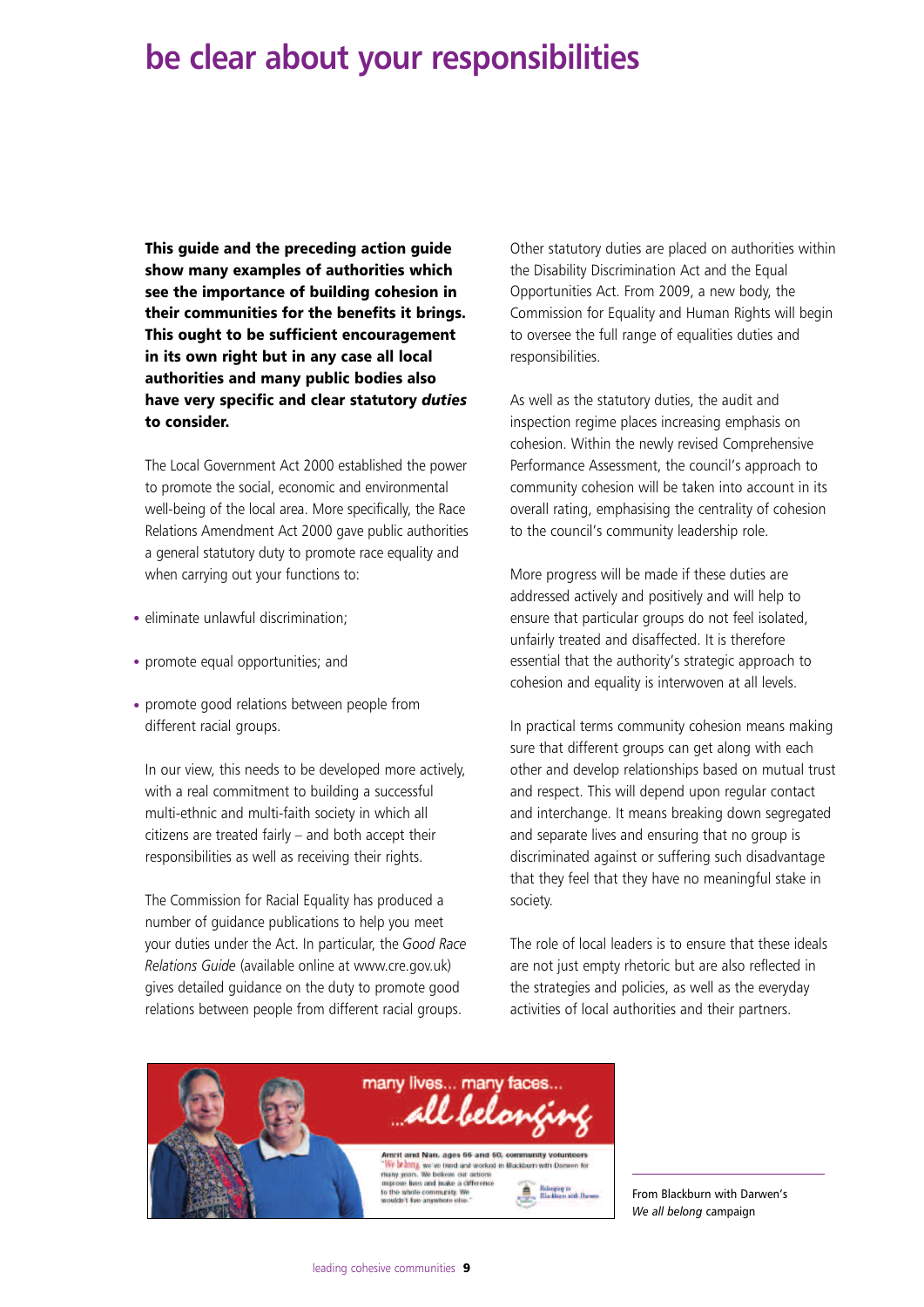# be clear about your responsibilities

**This guide and the preceding action guide show many examples of authorities which see the importance of building cohesion in their communities for the benefits it brings. This ought to be sufficient encouragement in its own right but in any case all local authorities and many public bodies also have very specific and clear statutory *duties* to consider.**

The Local Government Act 2000 established the power to promote the social, economic and environmental well-being of the local area. More specifically, the Race Relations Amendment Act 2000 gave public authorities a general statutory duty to promote race equality and when carrying out your functions to:

- eliminate unlawful discrimination;
- promote equal opportunities; and
- promote good relations between people from different racial groups.

In our view, this needs to be developed more actively, with a real commitment to building a successful multi-ethnic and multi-faith society in which all citizens are treated fairly – and both accept their responsibilities as well as receiving their rights.

The Commission for Racial Equality has produced a number of guidance publications to help you meet your duties under the Act. In particular, the *Good Race Relations Guide* (available online at www.cre.gov.uk) gives detailed guidance on the duty to promote good relations between people from different racial groups.

Other statutory duties are placed on authorities within the Disability Discrimination Act and the Equal Opportunities Act. From 2009, a new body, the Commission for Equality and Human Rights will begin to oversee the full range of equalities duties and responsibilities.

As well as the statutory duties, the audit and inspection regime places increasing emphasis on cohesion. Within the newly revised Comprehensive Performance Assessment, the council's approach to community cohesion will be taken into account in its overall rating, emphasising the centrality of cohesion to the council's community leadership role.

More progress will be made if these duties are addressed actively and positively and will help to ensure that particular groups do not feel isolated, unfairly treated and disaffected. It is therefore essential that the authority's strategic approach to cohesion and equality is interwoven at all levels.

In practical terms community cohesion means making sure that different groups can get along with each other and develop relationships based on mutual trust and respect. This will depend upon regular contact and interchange. It means breaking down segregated and separate lives and ensuring that no group is discriminated against or suffering such disadvantage that they feel that they have no meaningful stake in society.

The role of local leaders is to ensure that these ideals are not just empty rhetoric but are also reflected in the strategies and policies, as well as the everyday activities of local authorities and their partners.

From Blackburn with Darwen's *We all belong* campaign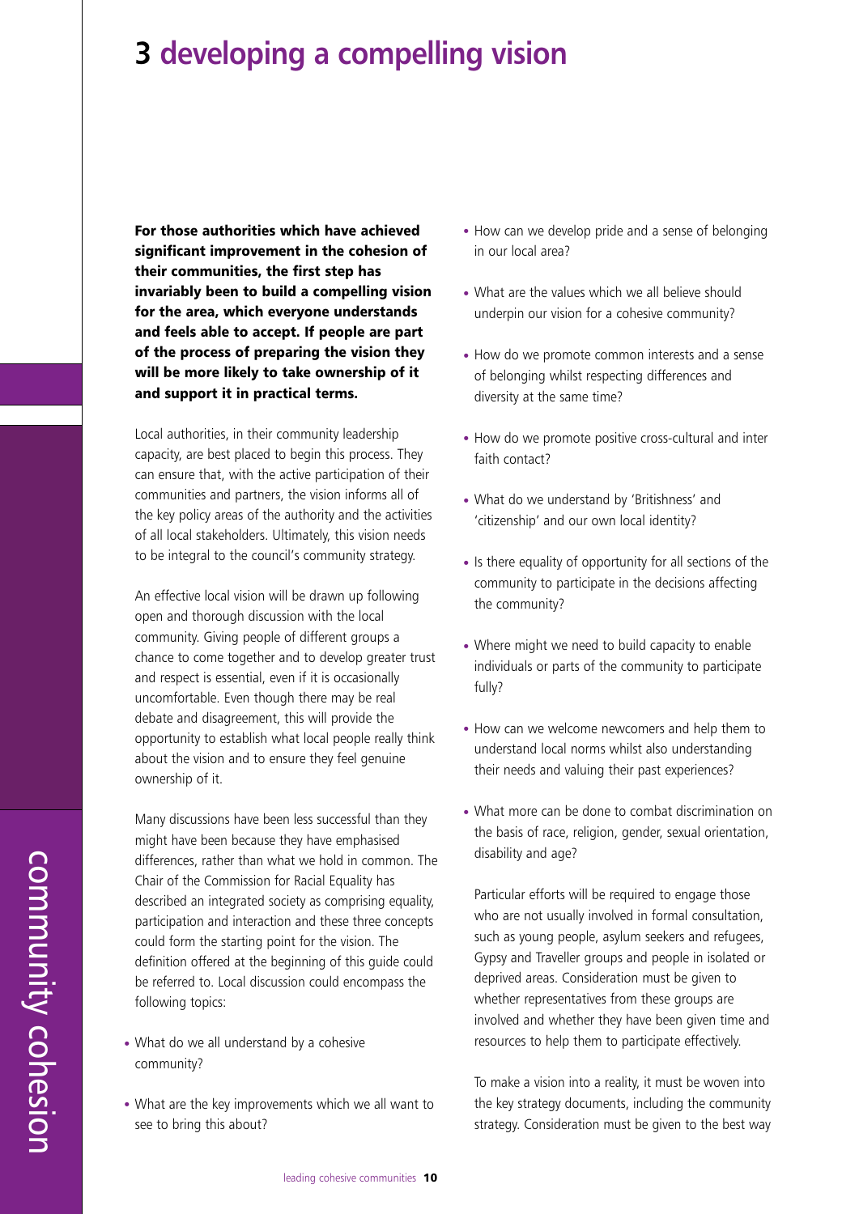# 3 developing a compelling vision

**For those authorities which have achieved significant improvement in the cohesion of their communities, the first step has invariably been to build a compelling vision for the area, which everyone understands and feels able to accept. If people are part of the process of preparing the vision they will be more likely to take ownership of it and support it in practical terms.**

Local authorities, in their community leadership capacity, are best placed to begin this process. They can ensure that, with the active participation of their communities and partners, the vision informs all of the key policy areas of the authority and the activities of all local stakeholders. Ultimately, this vision needs to be integral to the council's community strategy.

An effective local vision will be drawn up following open and thorough discussion with the local community. Giving people of different groups a chance to come together and to develop greater trust and respect is essential, even if it is occasionally uncomfortable. Even though there may be real debate and disagreement, this will provide the opportunity to establish what local people really think about the vision and to ensure they feel genuine ownership of it.

Many discussions have been less successful than they might have been because they have emphasised differences, rather than what we hold in common. The Chair of the Commission for Racial Equality has described an integrated society as comprising equality, participation and interaction and these three concepts could form the starting point for the vision. The definition offered at the beginning of this guide could be referred to. Local discussion could encompass the following topics:

- What do we all understand by a cohesive community?
- What are the key improvements which we all want to see to bring this about?
- How can we develop pride and a sense of belonging in our local area?
- What are the values which we all believe should underpin our vision for a cohesive community?
- How do we promote common interests and a sense of belonging whilst respecting differences and diversity at the same time?
- How do we promote positive cross-cultural and inter faith contact?
- What do we understand by 'Britishness' and 'citizenship' and our own local identity?
- Is there equality of opportunity for all sections of the community to participate in the decisions affecting the community?
- Where might we need to build capacity to enable individuals or parts of the community to participate fully?
- How can we welcome newcomers and help them to understand local norms whilst also understanding their needs and valuing their past experiences?
- What more can be done to combat discrimination on the basis of race, religion, gender, sexual orientation, disability and age?

Particular efforts will be required to engage those who are not usually involved in formal consultation, such as young people, asylum seekers and refugees, Gypsy and Traveller groups and people in isolated or deprived areas. Consideration must be given to whether representatives from these groups are involved and whether they have been given time and resources to help them to participate effectively.

To make a vision into a reality, it must be woven into the key strategy documents, including the community strategy. Consideration must be given to the best way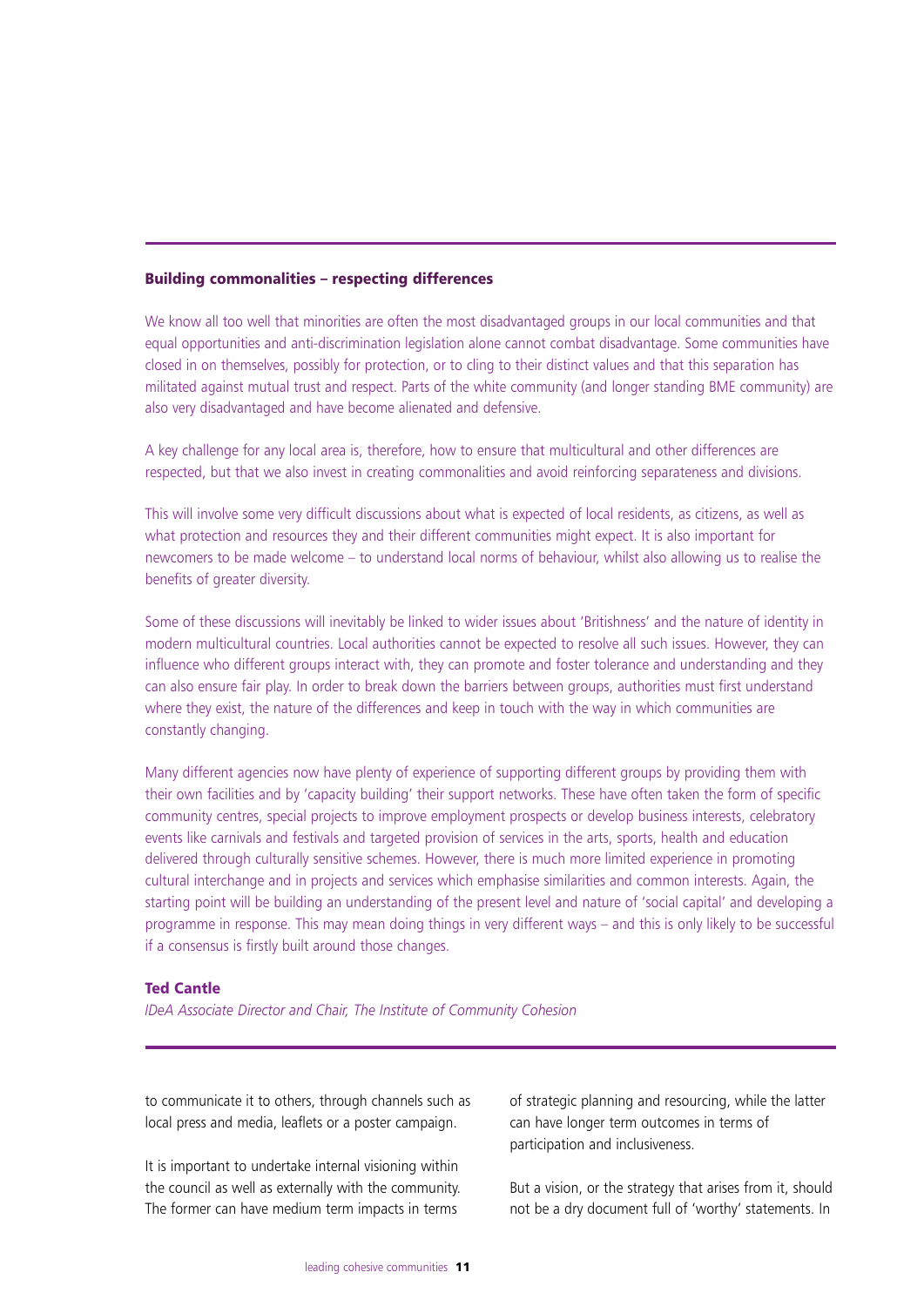## Building commonalities – respecting differences

We know all too well that minorities are often the most disadvantaged groups in our local communities and that equal opportunities and anti-discrimination legislation alone cannot combat disadvantage. Some communities have closed in on themselves, possibly for protection, or to cling to their distinct values and that this separation has militated against mutual trust and respect. Parts of the white community (and longer standing BME community) are also very disadvantaged and have become alienated and defensive.

A key challenge for any local area is, therefore, how to ensure that multicultural and other differences are respected, but that we also invest in creating commonalities and avoid reinforcing separateness and divisions.

This will involve some very difficult discussions about what is expected of local residents, as citizens, as well as what protection and resources they and their different communities might expect. It is also important for newcomers to be made welcome – to understand local norms of behaviour, whilst also allowing us to realise the benefits of greater diversity.

Some of these discussions will inevitably be linked to wider issues about 'Britishness' and the nature of identity in modern multicultural countries. Local authorities cannot be expected to resolve all such issues. However, they can influence who different groups interact with, they can promote and foster tolerance and understanding and they can also ensure fair play. In order to break down the barriers between groups, authorities must first understand where they exist, the nature of the differences and keep in touch with the way in which communities are constantly changing.

Many different agencies now have plenty of experience of supporting different groups by providing them with their own facilities and by 'capacity building' their support networks. These have often taken the form of specific community centres, special projects to improve employment prospects or develop business interests, celebratory events like carnivals and festivals and targeted provision of services in the arts, sports, health and education delivered through culturally sensitive schemes. However, there is much more limited experience in promoting cultural interchange and in projects and services which emphasise similarities and common interests. Again, the starting point will be building an understanding of the present level and nature of 'social capital' and developing a programme in response. This may mean doing things in very different ways – and this is only likely to be successful if a consensus is firstly built around those changes.

**Ted Cantle**
*IDeA Associate Director and Chair, The Institute of Community Cohesion*

---

to communicate it to others, through channels such as local press and media, leaflets or a poster campaign.

It is important to undertake internal visioning within the council as well as externally with the community. The former can have medium term impacts in terms of strategic planning and resourcing, while the latter can have longer term outcomes in terms of participation and inclusiveness.

But a vision, or the strategy that arises from it, should not be a dry document full of 'worthy' statements. In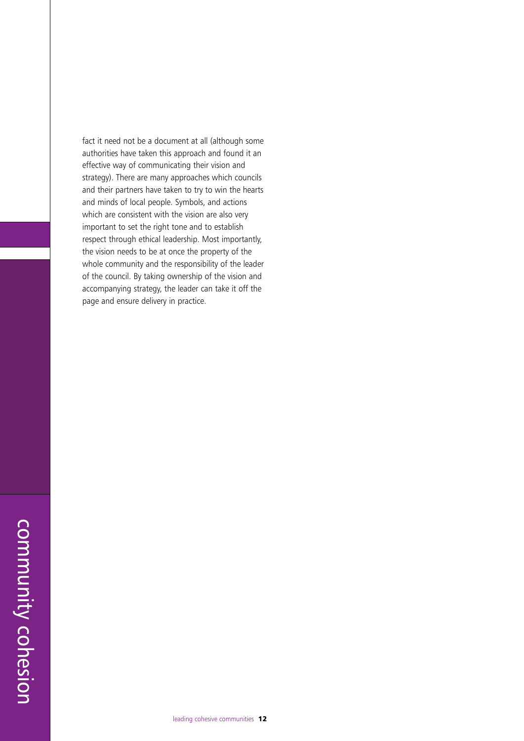fact it need not be a document at all (although some authorities have taken this approach and found it an effective way of communicating their vision and strategy). There are many approaches which councils and their partners have taken to try to win the hearts and minds of local people. Symbols, and actions which are consistent with the vision are also very important to set the right tone and to establish respect through ethical leadership. Most importantly, the vision needs to be at once the property of the whole community and the responsibility of the leader of the council. By taking ownership of the vision and accompanying strategy, the leader can take it off the page and ensure delivery in practice.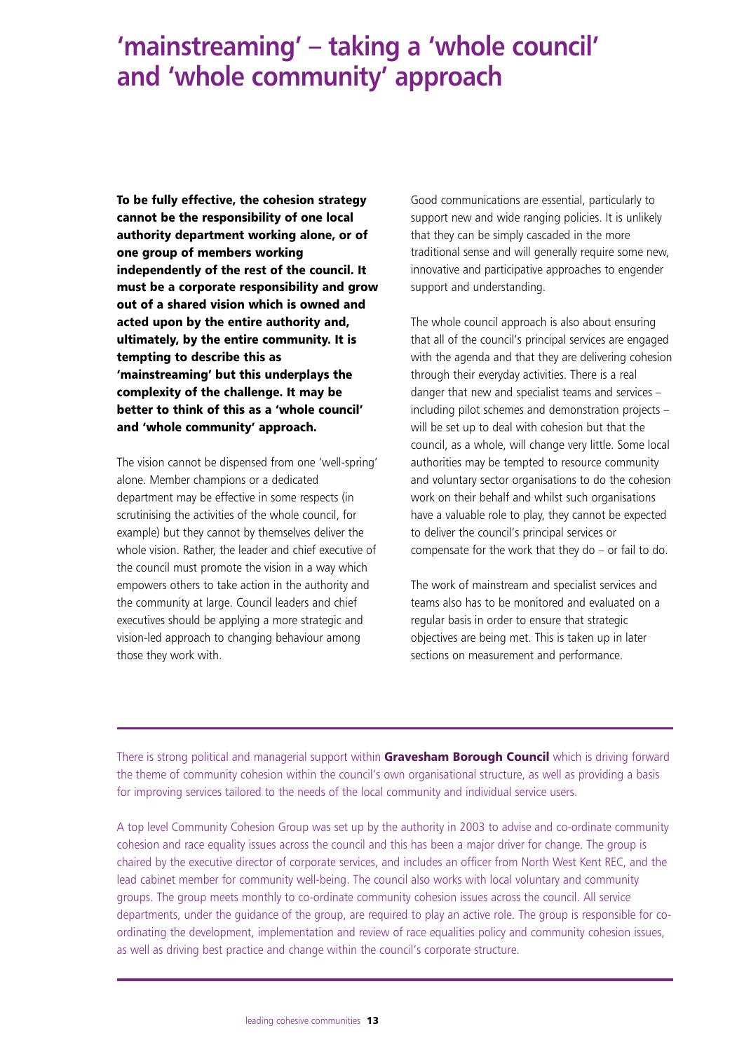# 'mainstreaming' – taking a 'whole council' and 'whole community' approach

**To be fully effective, the cohesion strategy cannot be the responsibility of one local authority department working alone, or of one group of members working independently of the rest of the council. It must be a corporate responsibility and grow out of a shared vision which is owned and acted upon by the entire authority and, ultimately, by the entire community. It is tempting to describe this as 'mainstreaming' but this underplays the complexity of the challenge. It may be better to think of this as a 'whole council' and 'whole community' approach.**

The vision cannot be dispensed from one 'well-spring' alone. Member champions or a dedicated department may be effective in some respects (in scrutinising the activities of the whole council, for example) but they cannot by themselves deliver the whole vision. Rather, the leader and chief executive of the council must promote the vision in a way which empowers others to take action in the authority and the community at large. Council leaders and chief executives should be applying a more strategic and vision-led approach to changing behaviour among those they work with.

Good communications are essential, particularly to support new and wide ranging policies. It is unlikely that they can be simply cascaded in the more traditional sense and will generally require some new, innovative and participative approaches to engender support and understanding.

The whole council approach is also about ensuring that all of the council's principal services are engaged with the agenda and that they are delivering cohesion through their everyday activities. There is a real danger that new and specialist teams and services – including pilot schemes and demonstration projects – will be set up to deal with cohesion but that the council, as a whole, will change very little. Some local authorities may be tempted to resource community and voluntary sector organisations to do the cohesion work on their behalf and whilst such organisations have a valuable role to play, they cannot be expected to deliver the council's principal services or compensate for the work that they do – or fail to do.

The work of mainstream and specialist services and teams also has to be monitored and evaluated on a regular basis in order to ensure that strategic objectives are being met. This is taken up in later sections on measurement and performance.

---

There is strong political and managerial support within **Gravesham Borough Council** which is driving forward the theme of community cohesion within the council's own organisational structure, as well as providing a basis for improving services tailored to the needs of the local community and individual service users.

A top level Community Cohesion Group was set up by the authority in 2003 to advise and co-ordinate community cohesion and race equality issues across the council and this has been a major driver for change. The group is chaired by the executive director of corporate services, and includes an officer from North West Kent REC, and the lead cabinet member for community well-being. The council also works with local voluntary and community groups. The group meets monthly to co-ordinate community cohesion issues across the council. All service departments, under the guidance of the group, are required to play an active role. The group is responsible for co-ordinating the development, implementation and review of race equalities policy and community cohesion issues, as well as driving best practice and change within the council's corporate structure.

---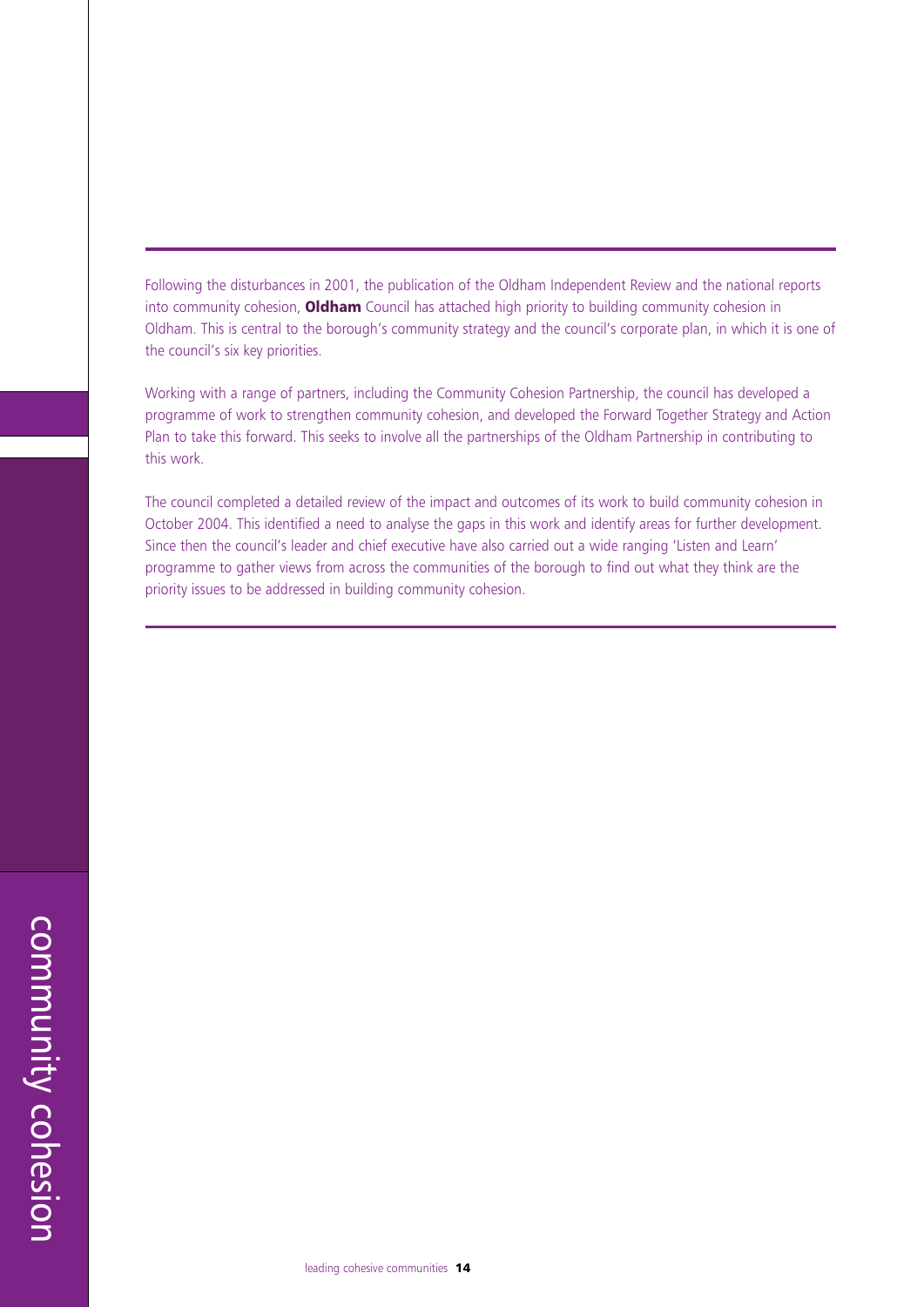Following the disturbances in 2001, the publication of the Oldham Independent Review and the national reports into community cohesion, **Oldham** Council has attached high priority to building community cohesion in Oldham. This is central to the borough's community strategy and the council's corporate plan, in which it is one of the council's six key priorities.

Working with a range of partners, including the Community Cohesion Partnership, the council has developed a programme of work to strengthen community cohesion, and developed the Forward Together Strategy and Action Plan to take this forward. This seeks to involve all the partnerships of the Oldham Partnership in contributing to this work.

The council completed a detailed review of the impact and outcomes of its work to build community cohesion in October 2004. This identified a need to analyse the gaps in this work and identify areas for further development. Since then the council's leader and chief executive have also carried out a wide ranging 'Listen and Learn' programme to gather views from across the communities of the borough to find out what they think are the priority issues to be addressed in building community cohesion.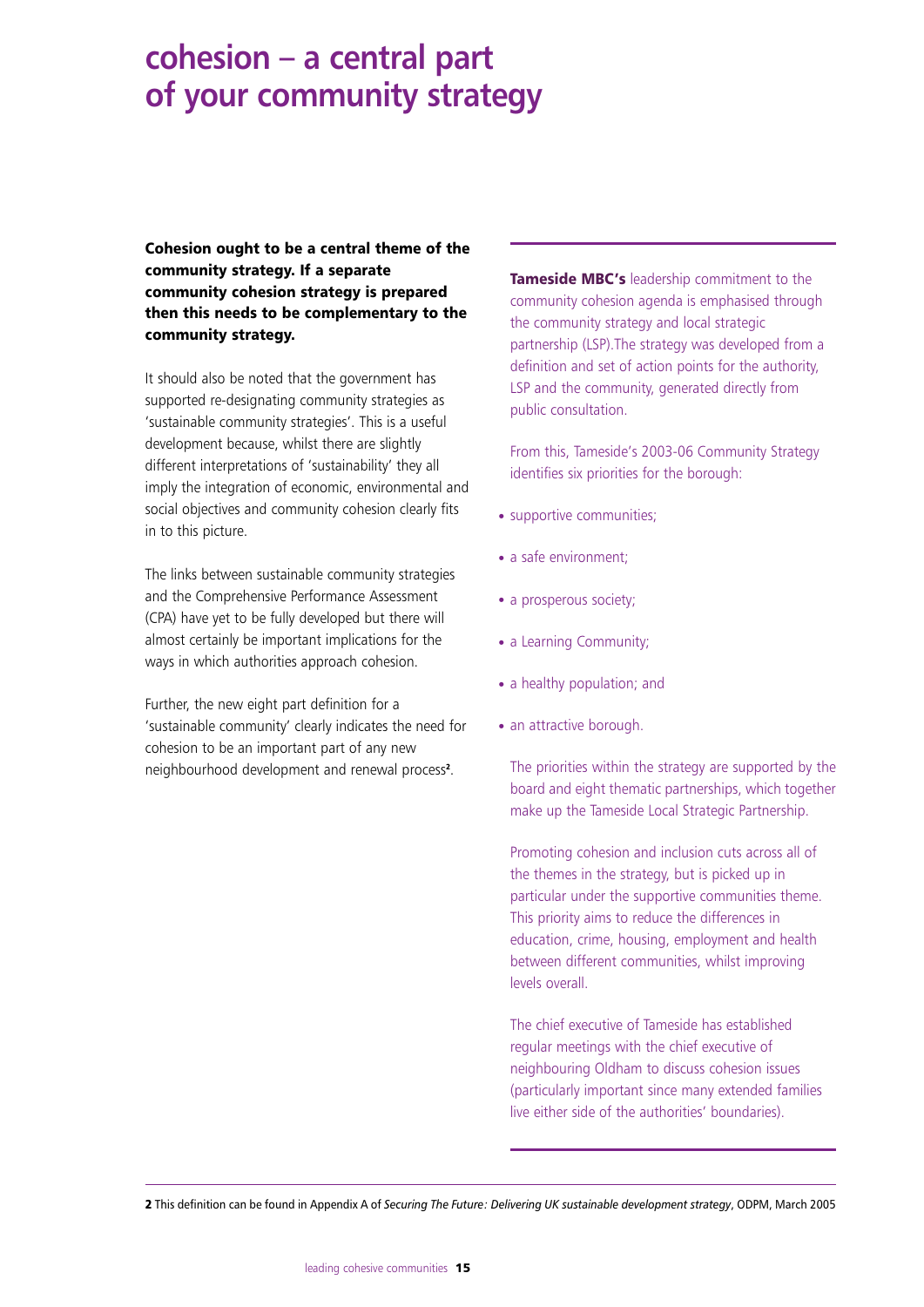# cohesion – a central part of your community strategy

**Cohesion ought to be a central theme of the community strategy. If a separate community cohesion strategy is prepared then this needs to be complementary to the community strategy.**

It should also be noted that the government has supported re-designating community strategies as 'sustainable community strategies'. This is a useful development because, whilst there are slightly different interpretations of 'sustainability' they all imply the integration of economic, environmental and social objectives and community cohesion clearly fits in to this picture.

The links between sustainable community strategies and the Comprehensive Performance Assessment (CPA) have yet to be fully developed but there will almost certainly be important implications for the ways in which authorities approach cohesion.

Further, the new eight part definition for a 'sustainable community' clearly indicates the need for cohesion to be an important part of any new neighbourhood development and renewal process[2].

---

**Tameside MBC's** leadership commitment to the community cohesion agenda is emphasised through the community strategy and local strategic partnership (LSP).The strategy was developed from a definition and set of action points for the authority, LSP and the community, generated directly from public consultation.

From this, Tameside's 2003-06 Community Strategy identifies six priorities for the borough:

- supportive communities;
- a safe environment;
- a prosperous society;
- a Learning Community;
- a healthy population; and
- an attractive borough.

The priorities within the strategy are supported by the board and eight thematic partnerships, which together make up the Tameside Local Strategic Partnership.

Promoting cohesion and inclusion cuts across all of the themes in the strategy, but is picked up in particular under the supportive communities theme. This priority aims to reduce the differences in education, crime, housing, employment and health between different communities, whilst improving levels overall.

The chief executive of Tameside has established regular meetings with the chief executive of neighbouring Oldham to discuss cohesion issues (particularly important since many extended families live either side of the authorities' boundaries).

---

**2** This definition can be found in Appendix A of *Securing The Future: Delivering UK sustainable development strategy*, ODPM, March 2005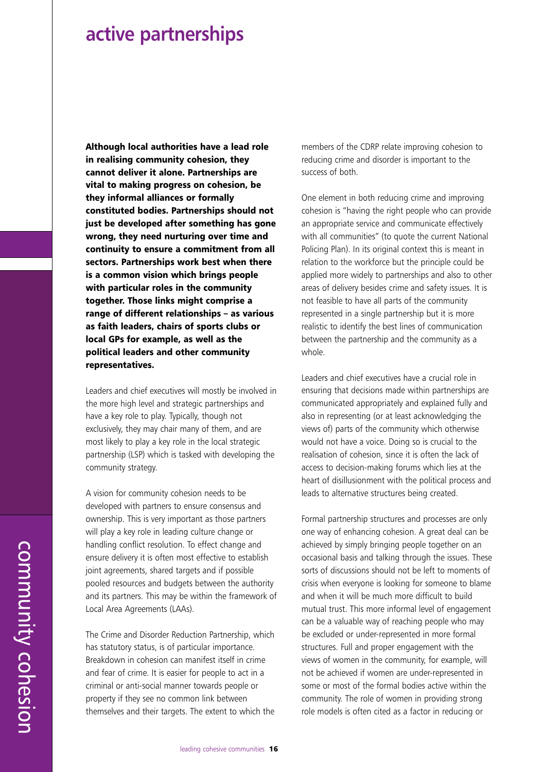# active partnerships

**Although local authorities have a lead role in realising community cohesion, they cannot deliver it alone. Partnerships are vital to making progress on cohesion, be they informal alliances or formally constituted bodies. Partnerships should not just be developed after something has gone wrong, they need nurturing over time and continuity to ensure a commitment from all sectors. Partnerships work best when there is a common vision which brings people with particular roles in the community together. Those links might comprise a range of different relationships – as various as faith leaders, chairs of sports clubs or local GPs for example, as well as the political leaders and other community representatives.**

Leaders and chief executives will mostly be involved in the more high level and strategic partnerships and have a key role to play. Typically, though not exclusively, they may chair many of them, and are most likely to play a key role in the local strategic partnership (LSP) which is tasked with developing the community strategy.

A vision for community cohesion needs to be developed with partners to ensure consensus and ownership. This is very important as those partners will play a key role in leading culture change or handling conflict resolution. To effect change and ensure delivery it is often most effective to establish joint agreements, shared targets and if possible pooled resources and budgets between the authority and its partners. This may be within the framework of Local Area Agreements (LAAs).

The Crime and Disorder Reduction Partnership, which has statutory status, is of particular importance. Breakdown in cohesion can manifest itself in crime and fear of crime. It is easier for people to act in a criminal or anti-social manner towards people or property if they see no common link between themselves and their targets. The extent to which the members of the CDRP relate improving cohesion to reducing crime and disorder is important to the success of both.

One element in both reducing crime and improving cohesion is "having the right people who can provide an appropriate service and communicate effectively with all communities" (to quote the current National Policing Plan). In its original context this is meant in relation to the workforce but the principle could be applied more widely to partnerships and also to other areas of delivery besides crime and safety issues. It is not feasible to have all parts of the community represented in a single partnership but it is more realistic to identify the best lines of communication between the partnership and the community as a whole.

Leaders and chief executives have a crucial role in ensuring that decisions made within partnerships are communicated appropriately and explained fully and also in representing (or at least acknowledging the views of) parts of the community which otherwise would not have a voice. Doing so is crucial to the realisation of cohesion, since it is often the lack of access to decision-making forums which lies at the heart of disillusionment with the political process and leads to alternative structures being created.

Formal partnership structures and processes are only one way of enhancing cohesion. A great deal can be achieved by simply bringing people together on an occasional basis and talking through the issues. These sorts of discussions should not be left to moments of crisis when everyone is looking for someone to blame and when it will be much more difficult to build mutual trust. This more informal level of engagement can be a valuable way of reaching people who may be excluded or under-represented in more formal structures. Full and proper engagement with the views of women in the community, for example, will not be achieved if women are under-represented in some or most of the formal bodies active within the community. The role of women in providing strong role models is often cited as a factor in reducing or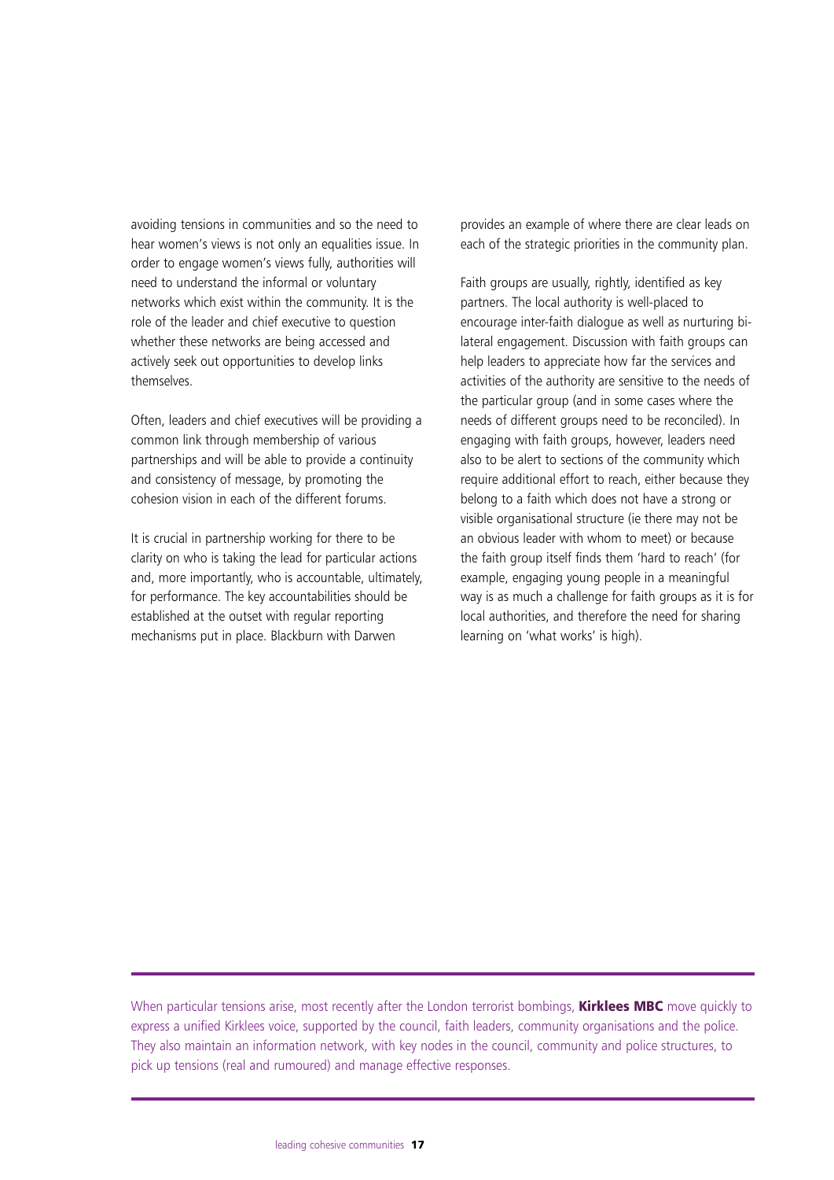avoiding tensions in communities and so the need to hear women's views is not only an equalities issue. In order to engage women's views fully, authorities will need to understand the informal or voluntary networks which exist within the community. It is the role of the leader and chief executive to question whether these networks are being accessed and actively seek out opportunities to develop links themselves.

Often, leaders and chief executives will be providing a common link through membership of various partnerships and will be able to provide a continuity and consistency of message, by promoting the cohesion vision in each of the different forums.

It is crucial in partnership working for there to be clarity on who is taking the lead for particular actions and, more importantly, who is accountable, ultimately, for performance. The key accountabilities should be established at the outset with regular reporting mechanisms put in place. Blackburn with Darwen provides an example of where there are clear leads on each of the strategic priorities in the community plan.

Faith groups are usually, rightly, identified as key partners. The local authority is well-placed to encourage inter-faith dialogue as well as nurturing bi-lateral engagement. Discussion with faith groups can help leaders to appreciate how far the services and activities of the authority are sensitive to the needs of the particular group (and in some cases where the needs of different groups need to be reconciled). In engaging with faith groups, however, leaders need also to be alert to sections of the community which require additional effort to reach, either because they belong to a faith which does not have a strong or visible organisational structure (ie there may not be an obvious leader with whom to meet) or because the faith group itself finds them 'hard to reach' (for example, engaging young people in a meaningful way is as much a challenge for faith groups as it is for local authorities, and therefore the need for sharing learning on 'what works' is high).

---

When particular tensions arise, most recently after the London terrorist bombings, **Kirklees MBC** move quickly to express a unified Kirklees voice, supported by the council, faith leaders, community organisations and the police. They also maintain an information network, with key nodes in the council, community and police structures, to pick up tensions (real and rumoured) and manage effective responses.

---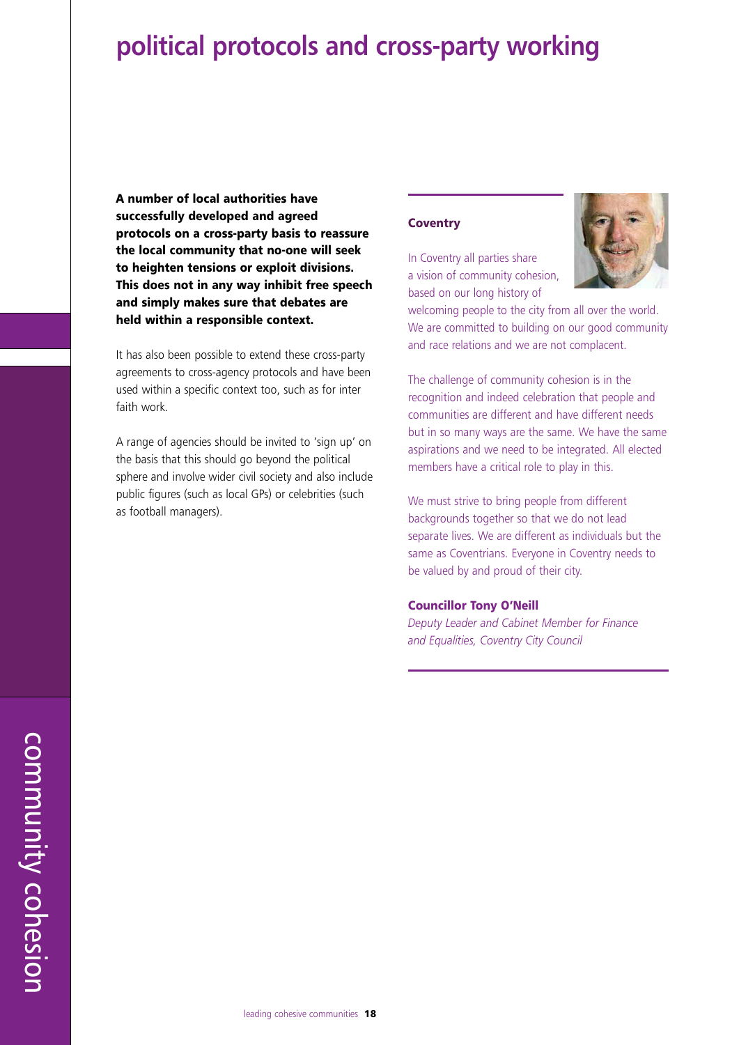# political protocols and cross-party working

**A number of local authorities have successfully developed and agreed protocols on a cross-party basis to reassure the local community that no-one will seek to heighten tensions or exploit divisions. This does not in any way inhibit free speech and simply makes sure that debates are held within a responsible context.**

It has also been possible to extend these cross-party agreements to cross-agency protocols and have been used within a specific context too, such as for inter faith work.

A range of agencies should be invited to 'sign up' on the basis that this should go beyond the political sphere and involve wider civil society and also include public figures (such as local GPs) or celebrities (such as football managers).

---

**Coventry**

In Coventry all parties share a vision of community cohesion, based on our long history of welcoming people to the city from all over the world. We are committed to building on our good community and race relations and we are not complacent.

The challenge of community cohesion is in the recognition and indeed celebration that people and communities are different and have different needs but in so many ways are the same. We have the same aspirations and we need to be integrated. All elected members have a critical role to play in this.

We must strive to bring people from different backgrounds together so that we do not lead separate lives. We are different as individuals but the same as Coventrians. Everyone in Coventry needs to be valued by and proud of their city.

**Councillor Tony O'Neill**
*Deputy Leader and Cabinet Member for Finance and Equalities, Coventry City Council*

---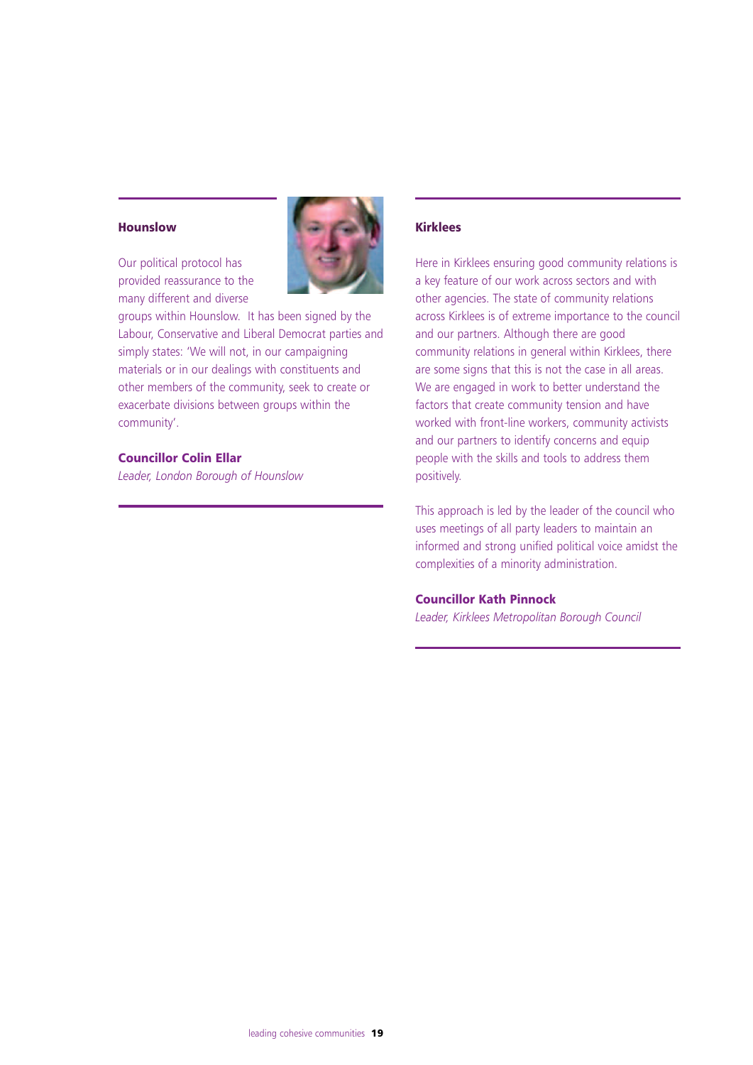### Hounslow

Our political protocol has provided reassurance to the many different and diverse groups within Hounslow. It has been signed by the Labour, Conservative and Liberal Democrat parties and simply states: 'We will not, in our campaigning materials or in our dealings with constituents and other members of the community, seek to create or exacerbate divisions between groups within the community'.

**Councillor Colin Ellar**
*Leader, London Borough of Hounslow*

### Kirklees

Here in Kirklees ensuring good community relations is a key feature of our work across sectors and with other agencies. The state of community relations across Kirklees is of extreme importance to the council and our partners. Although there are good community relations in general within Kirklees, there are some signs that this is not the case in all areas. We are engaged in work to better understand the factors that create community tension and have worked with front-line workers, community activists and our partners to identify concerns and equip people with the skills and tools to address them positively.

This approach is led by the leader of the council who uses meetings of all party leaders to maintain an informed and strong unified political voice amidst the complexities of a minority administration.

**Councillor Kath Pinnock**
*Leader, Kirklees Metropolitan Borough Council*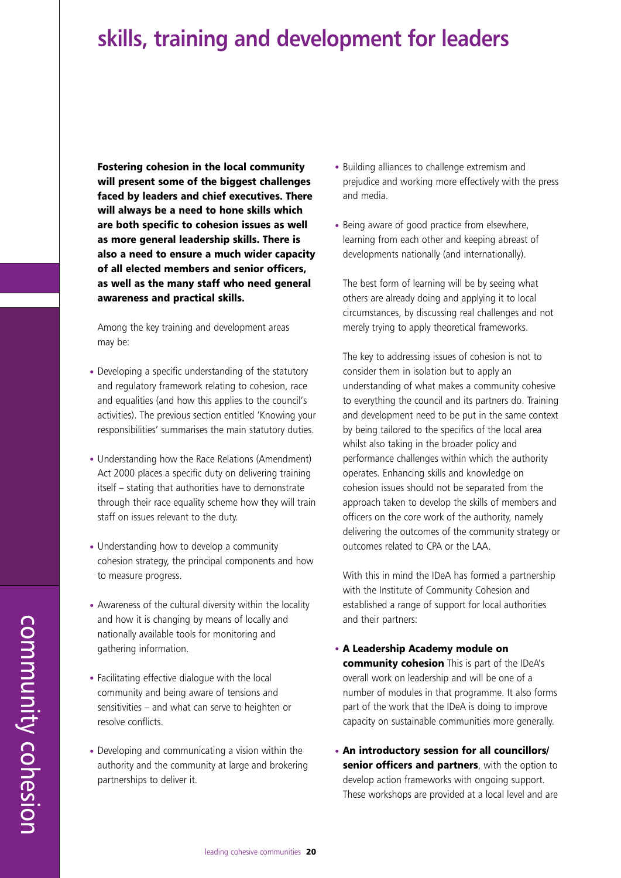# skills, training and development for leaders

**Fostering cohesion in the local community will present some of the biggest challenges faced by leaders and chief executives. There will always be a need to hone skills which are both specific to cohesion issues as well as more general leadership skills. There is also a need to ensure a much wider capacity of all elected members and senior officers, as well as the many staff who need general awareness and practical skills.**

Among the key training and development areas may be:

- Developing a specific understanding of the statutory and regulatory framework relating to cohesion, race and equalities (and how this applies to the council's activities). The previous section entitled 'Knowing your responsibilities' summarises the main statutory duties.
- Understanding how the Race Relations (Amendment) Act 2000 places a specific duty on delivering training itself – stating that authorities have to demonstrate through their race equality scheme how they will train staff on issues relevant to the duty.
- Understanding how to develop a community cohesion strategy, the principal components and how to measure progress.
- Awareness of the cultural diversity within the locality and how it is changing by means of locally and nationally available tools for monitoring and gathering information.
- Facilitating effective dialogue with the local community and being aware of tensions and sensitivities – and what can serve to heighten or resolve conflicts.
- Developing and communicating a vision within the authority and the community at large and brokering partnerships to deliver it.
- Building alliances to challenge extremism and prejudice and working more effectively with the press and media.
- Being aware of good practice from elsewhere, learning from each other and keeping abreast of developments nationally (and internationally).

The best form of learning will be by seeing what others are already doing and applying it to local circumstances, by discussing real challenges and not merely trying to apply theoretical frameworks.

The key to addressing issues of cohesion is not to consider them in isolation but to apply an understanding of what makes a community cohesive to everything the council and its partners do. Training and development need to be put in the same context by being tailored to the specifics of the local area whilst also taking in the broader policy and performance challenges within which the authority operates. Enhancing skills and knowledge on cohesion issues should not be separated from the approach taken to develop the skills of members and officers on the core work of the authority, namely delivering the outcomes of the community strategy or outcomes related to CPA or the LAA.

With this in mind the IDeA has formed a partnership with the Institute of Community Cohesion and established a range of support for local authorities and their partners:

- **A Leadership Academy module on community cohesion** This is part of the IDeA's overall work on leadership and will be one of a number of modules in that programme. It also forms part of the work that the IDeA is doing to improve capacity on sustainable communities more generally.
- **An introductory session for all councillors/ senior officers and partners**, with the option to develop action frameworks with ongoing support. These workshops are provided at a local level and are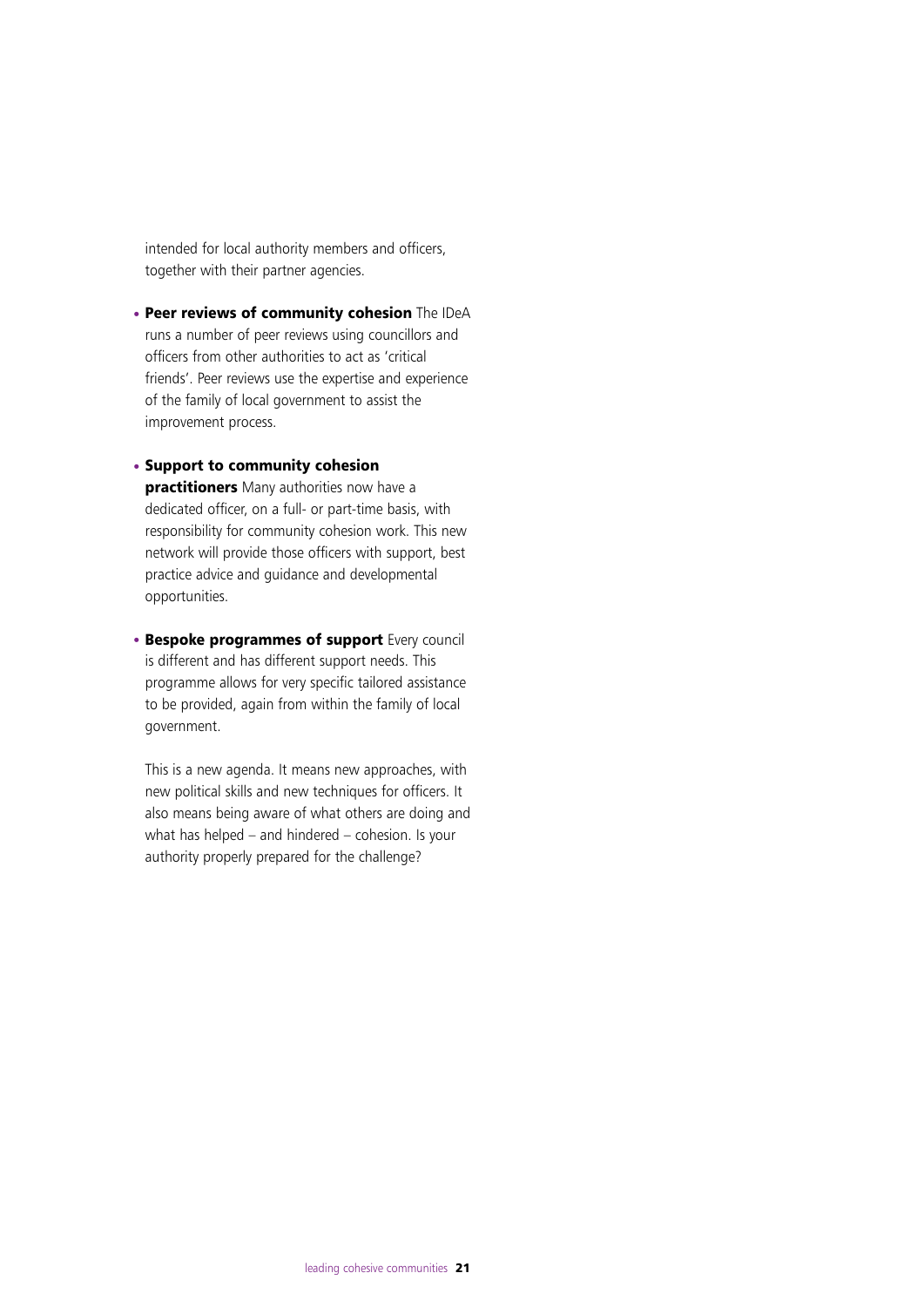intended for local authority members and officers, together with their partner agencies.

- **Peer reviews of community cohesion** The IDeA runs a number of peer reviews using councillors and officers from other authorities to act as 'critical friends'. Peer reviews use the expertise and experience of the family of local government to assist the improvement process.

- **Support to community cohesion practitioners** Many authorities now have a dedicated officer, on a full- or part-time basis, with responsibility for community cohesion work. This new network will provide those officers with support, best practice advice and guidance and developmental opportunities.

- **Bespoke programmes of support** Every council is different and has different support needs. This programme allows for very specific tailored assistance to be provided, again from within the family of local government.

This is a new agenda. It means new approaches, with new political skills and new techniques for officers. It also means being aware of what others are doing and what has helped – and hindered – cohesion. Is your authority properly prepared for the challenge?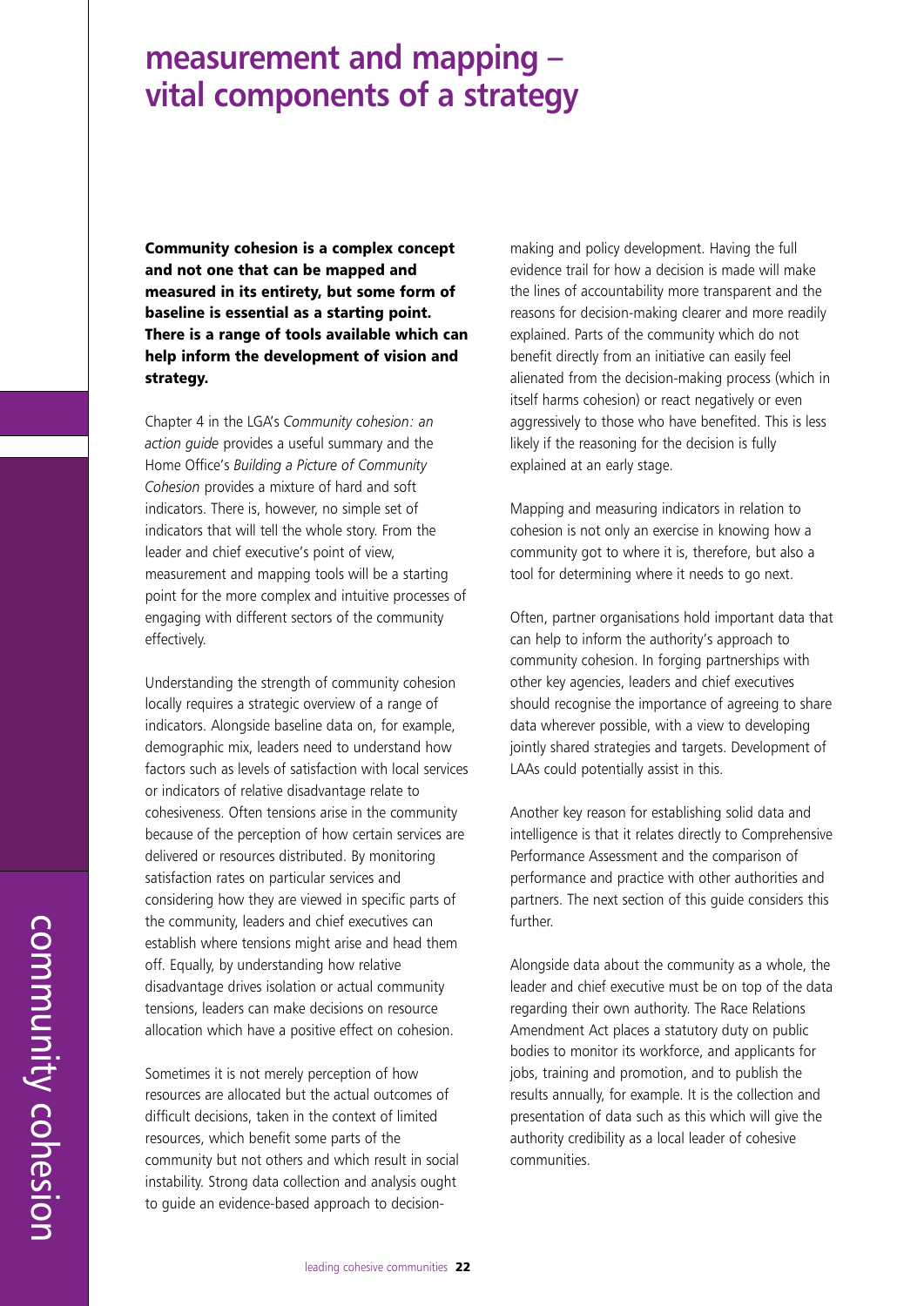# measurement and mapping – vital components of a strategy

**Community cohesion is a complex concept and not one that can be mapped and measured in its entirety, but some form of baseline is essential as a starting point. There is a range of tools available which can help inform the development of vision and strategy.**

Chapter 4 in the LGA's *Community cohesion: an action guide* provides a useful summary and the Home Office's *Building a Picture of Community Cohesion* provides a mixture of hard and soft indicators. There is, however, no simple set of indicators that will tell the whole story. From the leader and chief executive's point of view, measurement and mapping tools will be a starting point for the more complex and intuitive processes of engaging with different sectors of the community effectively.

Understanding the strength of community cohesion locally requires a strategic overview of a range of indicators. Alongside baseline data on, for example, demographic mix, leaders need to understand how factors such as levels of satisfaction with local services or indicators of relative disadvantage relate to cohesiveness. Often tensions arise in the community because of the perception of how certain services are delivered or resources distributed. By monitoring satisfaction rates on particular services and considering how they are viewed in specific parts of the community, leaders and chief executives can establish where tensions might arise and head them off. Equally, by understanding how relative disadvantage drives isolation or actual community tensions, leaders can make decisions on resource allocation which have a positive effect on cohesion.

Sometimes it is not merely perception of how resources are allocated but the actual outcomes of difficult decisions, taken in the context of limited resources, which benefit some parts of the community but not others and which result in social instability. Strong data collection and analysis ought to guide an evidence-based approach to decision-making and policy development. Having the full evidence trail for how a decision is made will make the lines of accountability more transparent and the reasons for decision-making clearer and more readily explained. Parts of the community which do not benefit directly from an initiative can easily feel alienated from the decision-making process (which in itself harms cohesion) or react negatively or even aggressively to those who have benefited. This is less likely if the reasoning for the decision is fully explained at an early stage.

Mapping and measuring indicators in relation to cohesion is not only an exercise in knowing how a community got to where it is, therefore, but also a tool for determining where it needs to go next.

Often, partner organisations hold important data that can help to inform the authority's approach to community cohesion. In forging partnerships with other key agencies, leaders and chief executives should recognise the importance of agreeing to share data wherever possible, with a view to developing jointly shared strategies and targets. Development of LAAs could potentially assist in this.

Another key reason for establishing solid data and intelligence is that it relates directly to Comprehensive Performance Assessment and the comparison of performance and practice with other authorities and partners. The next section of this guide considers this further.

Alongside data about the community as a whole, the leader and chief executive must be on top of the data regarding their own authority. The Race Relations Amendment Act places a statutory duty on public bodies to monitor its workforce, and applicants for jobs, training and promotion, and to publish the results annually, for example. It is the collection and presentation of data such as this which will give the authority credibility as a local leader of cohesive communities.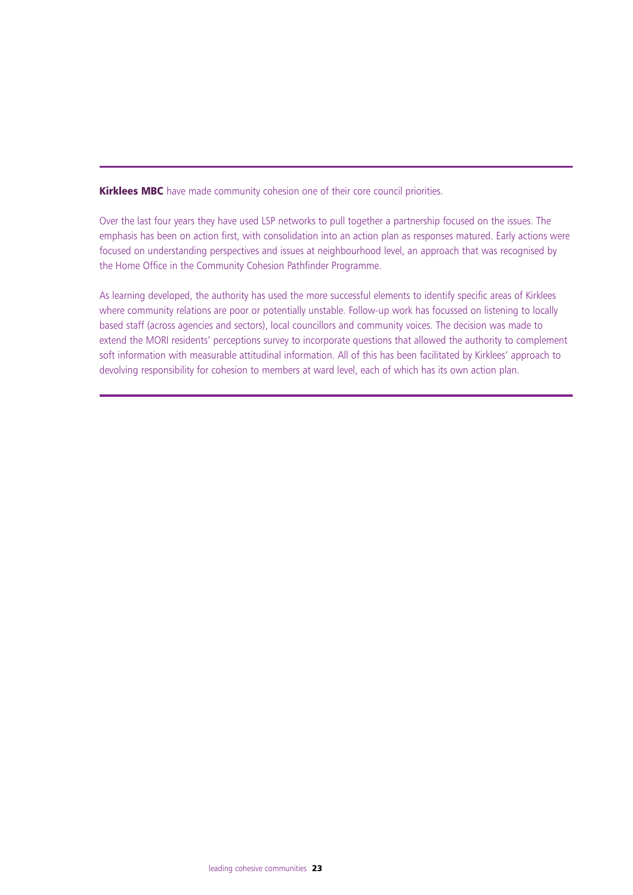**Kirklees MBC** have made community cohesion one of their core council priorities.

Over the last four years they have used LSP networks to pull together a partnership focused on the issues. The emphasis has been on action first, with consolidation into an action plan as responses matured. Early actions were focused on understanding perspectives and issues at neighbourhood level, an approach that was recognised by the Home Office in the Community Cohesion Pathfinder Programme.

As learning developed, the authority has used the more successful elements to identify specific areas of Kirklees where community relations are poor or potentially unstable. Follow-up work has focussed on listening to locally based staff (across agencies and sectors), local councillors and community voices. The decision was made to extend the MORI residents' perceptions survey to incorporate questions that allowed the authority to complement soft information with measurable attitudinal information. All of this has been facilitated by Kirklees' approach to devolving responsibility for cohesion to members at ward level, each of which has its own action plan.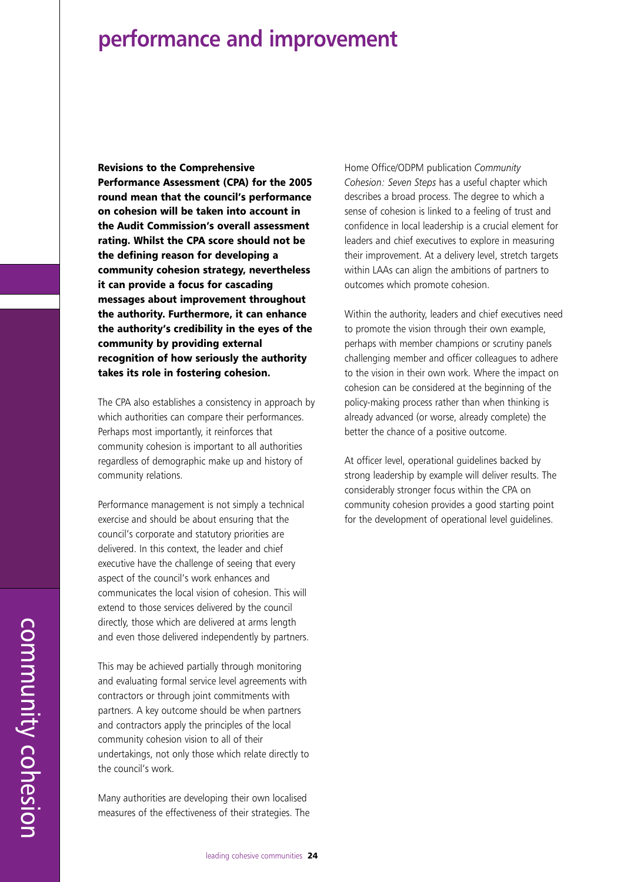# performance and improvement

**Revisions to the Comprehensive Performance Assessment (CPA) for the 2005 round mean that the council's performance on cohesion will be taken into account in the Audit Commission's overall assessment rating. Whilst the CPA score should not be the defining reason for developing a community cohesion strategy, nevertheless it can provide a focus for cascading messages about improvement throughout the authority. Furthermore, it can enhance the authority's credibility in the eyes of the community by providing external recognition of how seriously the authority takes its role in fostering cohesion.**

The CPA also establishes a consistency in approach by which authorities can compare their performances. Perhaps most importantly, it reinforces that community cohesion is important to all authorities regardless of demographic make up and history of community relations.

Performance management is not simply a technical exercise and should be about ensuring that the council's corporate and statutory priorities are delivered. In this context, the leader and chief executive have the challenge of seeing that every aspect of the council's work enhances and communicates the local vision of cohesion. This will extend to those services delivered by the council directly, those which are delivered at arms length and even those delivered independently by partners.

This may be achieved partially through monitoring and evaluating formal service level agreements with contractors or through joint commitments with partners. A key outcome should be when partners and contractors apply the principles of the local community cohesion vision to all of their undertakings, not only those which relate directly to the council's work.

Many authorities are developing their own localised measures of the effectiveness of their strategies. The Home Office/ODPM publication *Community Cohesion: Seven Steps* has a useful chapter which describes a broad process. The degree to which a sense of cohesion is linked to a feeling of trust and confidence in local leadership is a crucial element for leaders and chief executives to explore in measuring their improvement. At a delivery level, stretch targets within LAAs can align the ambitions of partners to outcomes which promote cohesion.

Within the authority, leaders and chief executives need to promote the vision through their own example, perhaps with member champions or scrutiny panels challenging member and officer colleagues to adhere to the vision in their own work. Where the impact on cohesion can be considered at the beginning of the policy-making process rather than when thinking is already advanced (or worse, already complete) the better the chance of a positive outcome.

At officer level, operational guidelines backed by strong leadership by example will deliver results. The considerably stronger focus within the CPA on community cohesion provides a good starting point for the development of operational level guidelines.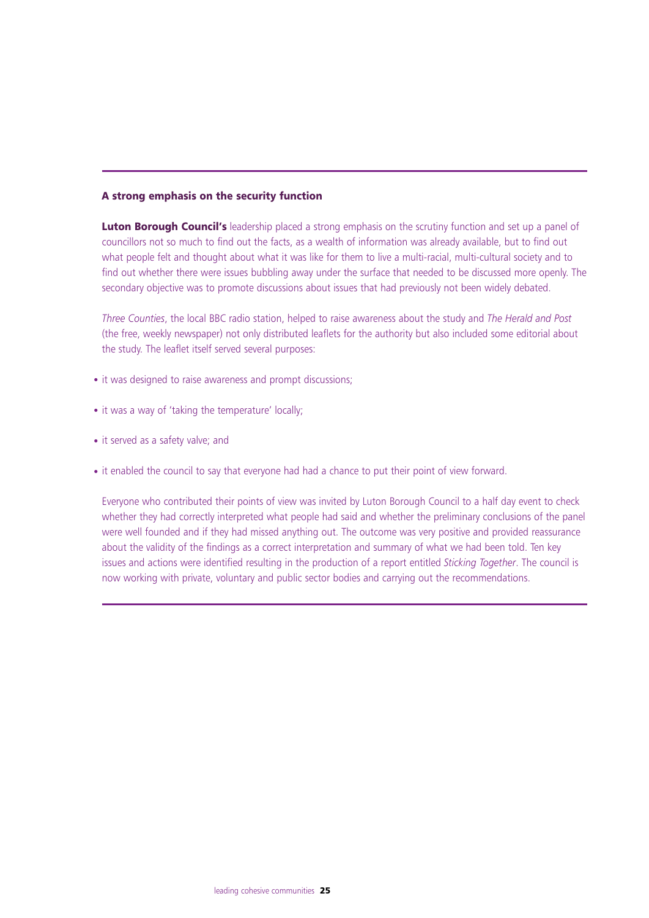### A strong emphasis on the security function

**Luton Borough Council's** leadership placed a strong emphasis on the scrutiny function and set up a panel of councillors not so much to find out the facts, as a wealth of information was already available, but to find out what people felt and thought about what it was like for them to live a multi-racial, multi-cultural society and to find out whether there were issues bubbling away under the surface that needed to be discussed more openly. The secondary objective was to promote discussions about issues that had previously not been widely debated.

*Three Counties*, the local BBC radio station, helped to raise awareness about the study and *The Herald and Post* (the free, weekly newspaper) not only distributed leaflets for the authority but also included some editorial about the study. The leaflet itself served several purposes:

- it was designed to raise awareness and prompt discussions;
- it was a way of 'taking the temperature' locally;
- it served as a safety valve; and
- it enabled the council to say that everyone had had a chance to put their point of view forward.

Everyone who contributed their points of view was invited by Luton Borough Council to a half day event to check whether they had correctly interpreted what people had said and whether the preliminary conclusions of the panel were well founded and if they had missed anything out. The outcome was very positive and provided reassurance about the validity of the findings as a correct interpretation and summary of what we had been told. Ten key issues and actions were identified resulting in the production of a report entitled *Sticking Together*. The council is now working with private, voluntary and public sector bodies and carrying out the recommendations.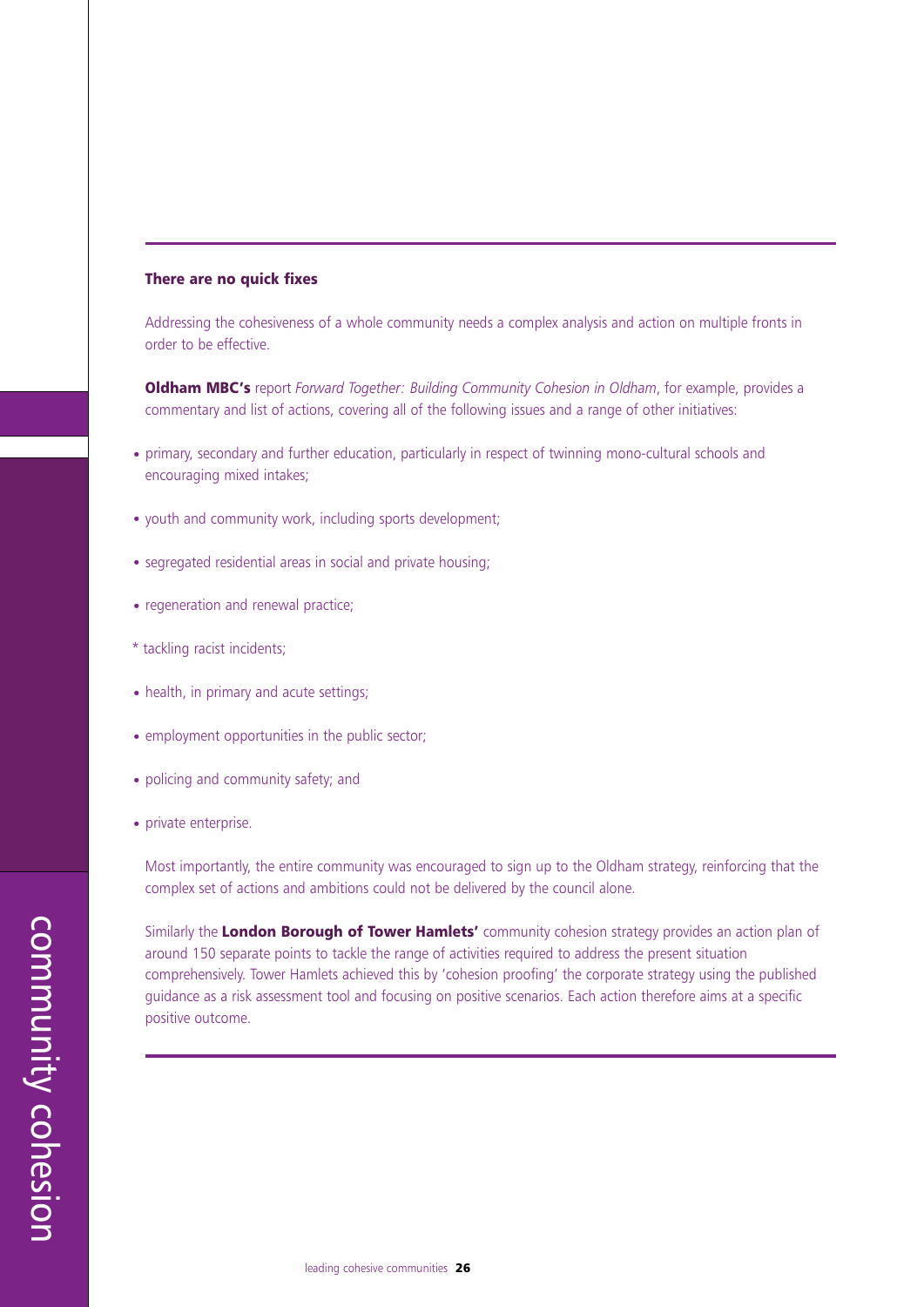**There are no quick fixes**

Addressing the cohesiveness of a whole community needs a complex analysis and action on multiple fronts in order to be effective.

**Oldham MBC's** report *Forward Together: Building Community Cohesion in Oldham*, for example, provides a commentary and list of actions, covering all of the following issues and a range of other initiatives:

- primary, secondary and further education, particularly in respect of twinning mono-cultural schools and encouraging mixed intakes;
- youth and community work, including sports development;
- segregated residential areas in social and private housing;
- regeneration and renewal practice;
- tackling racist incidents;
- health, in primary and acute settings;
- employment opportunities in the public sector;
- policing and community safety; and
- private enterprise.

Most importantly, the entire community was encouraged to sign up to the Oldham strategy, reinforcing that the complex set of actions and ambitions could not be delivered by the council alone.

Similarly the **London Borough of Tower Hamlets'** community cohesion strategy provides an action plan of around 150 separate points to tackle the range of activities required to address the present situation comprehensively. Tower Hamlets achieved this by 'cohesion proofing' the corporate strategy using the published guidance as a risk assessment tool and focusing on positive scenarios. Each action therefore aims at a specific positive outcome.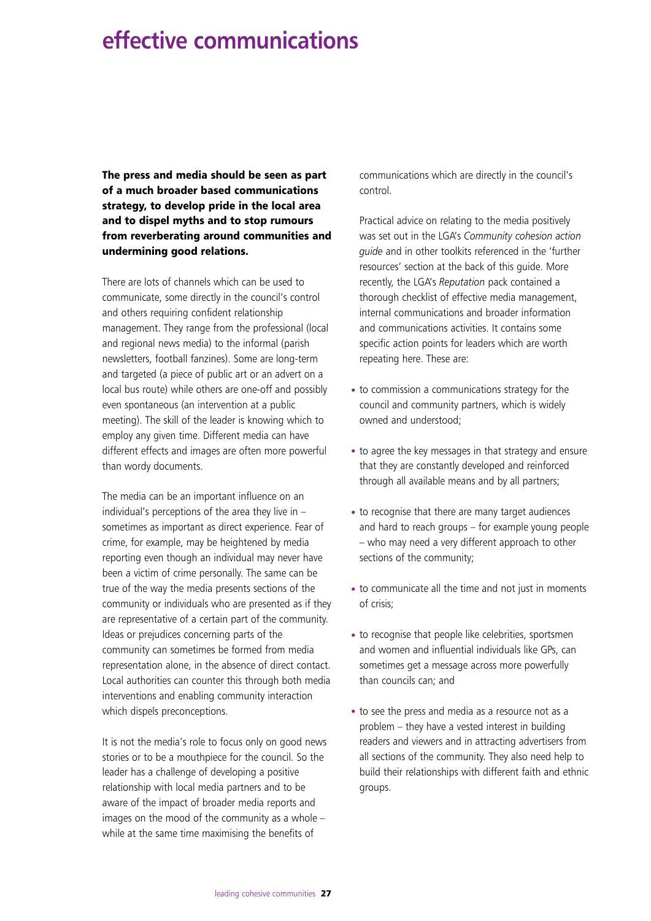# effective communications

**The press and media should be seen as part of a much broader based communications strategy, to develop pride in the local area and to dispel myths and to stop rumours from reverberating around communities and undermining good relations.**

There are lots of channels which can be used to communicate, some directly in the council's control and others requiring confident relationship management. They range from the professional (local and regional news media) to the informal (parish newsletters, football fanzines). Some are long-term and targeted (a piece of public art or an advert on a local bus route) while others are one-off and possibly even spontaneous (an intervention at a public meeting). The skill of the leader is knowing which to employ any given time. Different media can have different effects and images are often more powerful than wordy documents.

The media can be an important influence on an individual's perceptions of the area they live in – sometimes as important as direct experience. Fear of crime, for example, may be heightened by media reporting even though an individual may never have been a victim of crime personally. The same can be true of the way the media presents sections of the community or individuals who are presented as if they are representative of a certain part of the community. Ideas or prejudices concerning parts of the community can sometimes be formed from media representation alone, in the absence of direct contact. Local authorities can counter this through both media interventions and enabling community interaction which dispels preconceptions.

It is not the media's role to focus only on good news stories or to be a mouthpiece for the council. So the leader has a challenge of developing a positive relationship with local media partners and to be aware of the impact of broader media reports and images on the mood of the community as a whole – while at the same time maximising the benefits of communications which are directly in the council's control.

Practical advice on relating to the media positively was set out in the LGA's *Community cohesion action guide* and in other toolkits referenced in the 'further resources' section at the back of this guide. More recently, the LGA's *Reputation* pack contained a thorough checklist of effective media management, internal communications and broader information and communications activities. It contains some specific action points for leaders which are worth repeating here. These are:

- to commission a communications strategy for the council and community partners, which is widely owned and understood;
- to agree the key messages in that strategy and ensure that they are constantly developed and reinforced through all available means and by all partners;
- to recognise that there are many target audiences and hard to reach groups – for example young people – who may need a very different approach to other sections of the community;
- to communicate all the time and not just in moments of crisis;
- to recognise that people like celebrities, sportsmen and women and influential individuals like GPs, can sometimes get a message across more powerfully than councils can; and
- to see the press and media as a resource not as a problem – they have a vested interest in building readers and viewers and in attracting advertisers from all sections of the community. They also need help to build their relationships with different faith and ethnic groups.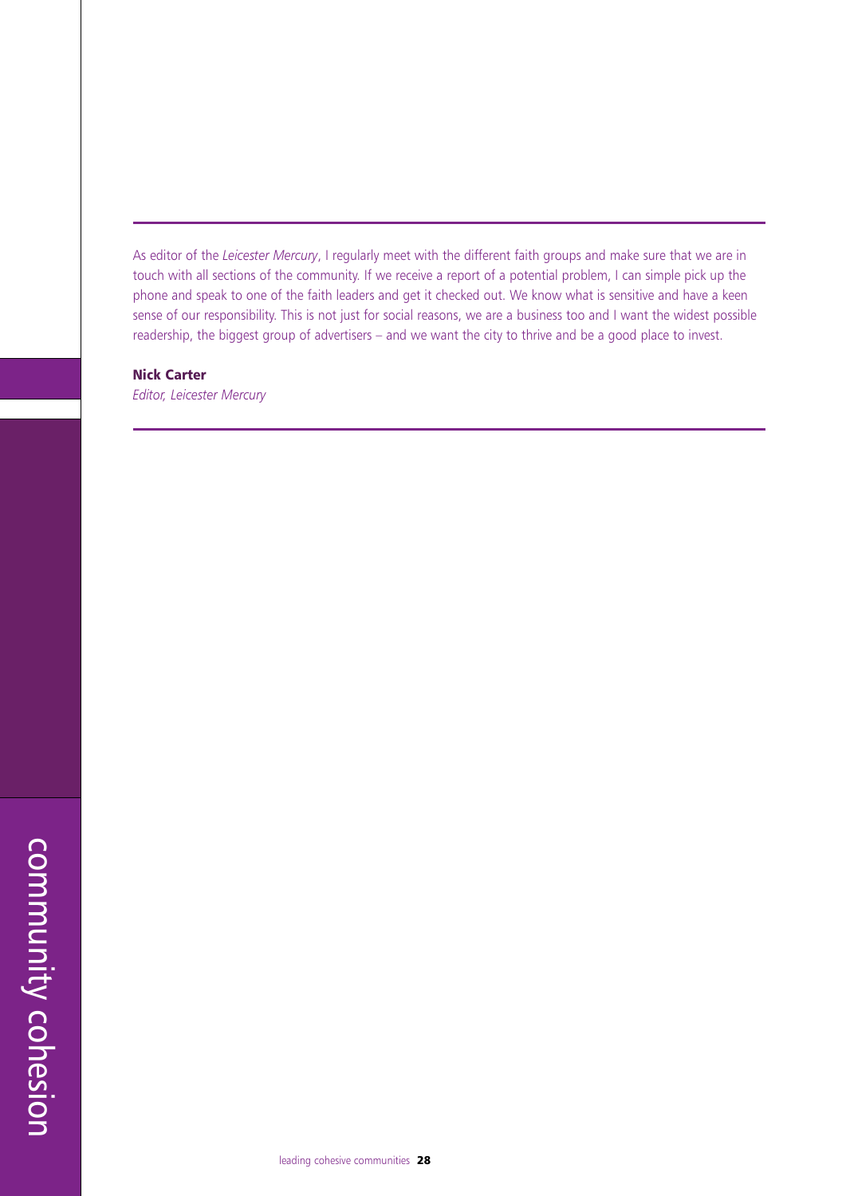As editor of the *Leicester Mercury*, I regularly meet with the different faith groups and make sure that we are in touch with all sections of the community. If we receive a report of a potential problem, I can simple pick up the phone and speak to one of the faith leaders and get it checked out. We know what is sensitive and have a keen sense of our responsibility. This is not just for social reasons, we are a business too and I want the widest possible readership, the biggest group of advertisers – and we want the city to thrive and be a good place to invest.

**Nick Carter**
*Editor, Leicester Mercury*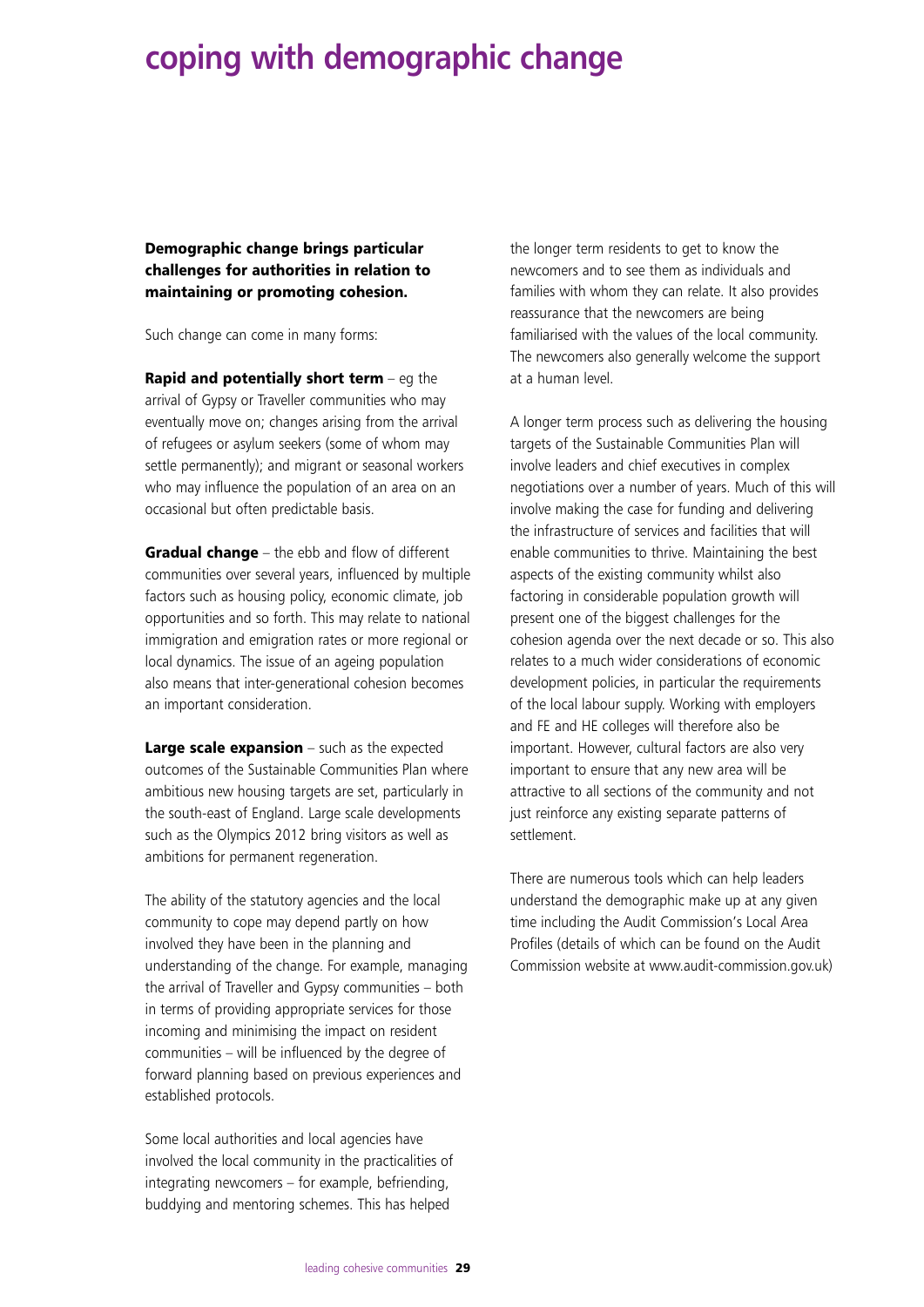# coping with demographic change

**Demographic change brings particular challenges for authorities in relation to maintaining or promoting cohesion.**

Such change can come in many forms:

**Rapid and potentially short term** – eg the arrival of Gypsy or Traveller communities who may eventually move on; changes arising from the arrival of refugees or asylum seekers (some of whom may settle permanently); and migrant or seasonal workers who may influence the population of an area on an occasional but often predictable basis.

**Gradual change** – the ebb and flow of different communities over several years, influenced by multiple factors such as housing policy, economic climate, job opportunities and so forth. This may relate to national immigration and emigration rates or more regional or local dynamics. The issue of an ageing population also means that inter-generational cohesion becomes an important consideration.

**Large scale expansion** – such as the expected outcomes of the Sustainable Communities Plan where ambitious new housing targets are set, particularly in the south-east of England. Large scale developments such as the Olympics 2012 bring visitors as well as ambitions for permanent regeneration.

The ability of the statutory agencies and the local community to cope may depend partly on how involved they have been in the planning and understanding of the change. For example, managing the arrival of Traveller and Gypsy communities – both in terms of providing appropriate services for those incoming and minimising the impact on resident communities – will be influenced by the degree of forward planning based on previous experiences and established protocols.

Some local authorities and local agencies have involved the local community in the practicalities of integrating newcomers – for example, befriending, buddying and mentoring schemes. This has helped the longer term residents to get to know the newcomers and to see them as individuals and families with whom they can relate. It also provides reassurance that the newcomers are being familiarised with the values of the local community. The newcomers also generally welcome the support at a human level.

A longer term process such as delivering the housing targets of the Sustainable Communities Plan will involve leaders and chief executives in complex negotiations over a number of years. Much of this will involve making the case for funding and delivering the infrastructure of services and facilities that will enable communities to thrive. Maintaining the best aspects of the existing community whilst also factoring in considerable population growth will present one of the biggest challenges for the cohesion agenda over the next decade or so. This also relates to a much wider considerations of economic development policies, in particular the requirements of the local labour supply. Working with employers and FE and HE colleges will therefore also be important. However, cultural factors are also very important to ensure that any new area will be attractive to all sections of the community and not just reinforce any existing separate patterns of settlement.

There are numerous tools which can help leaders understand the demographic make up at any given time including the Audit Commission's Local Area Profiles (details of which can be found on the Audit Commission website at www.audit-commission.gov.uk)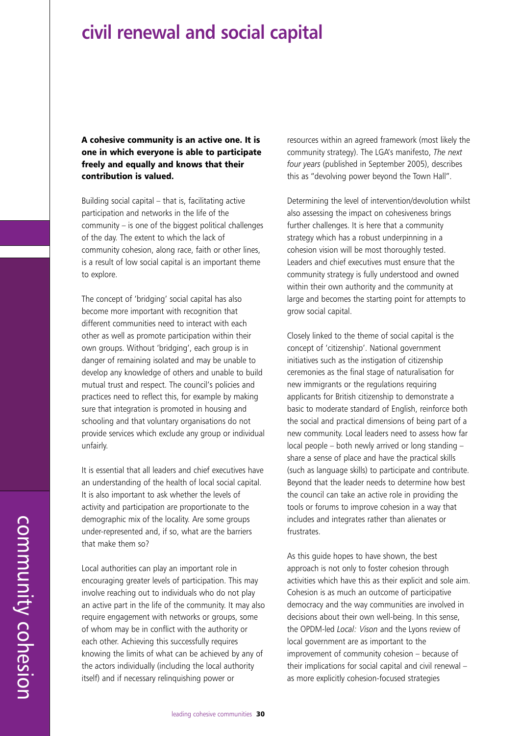# civil renewal and social capital

**A cohesive community is an active one. It is one in which everyone is able to participate freely and equally and knows that their contribution is valued.**

Building social capital – that is, facilitating active participation and networks in the life of the community – is one of the biggest political challenges of the day. The extent to which the lack of community cohesion, along race, faith or other lines, is a result of low social capital is an important theme to explore.

The concept of 'bridging' social capital has also become more important with recognition that different communities need to interact with each other as well as promote participation within their own groups. Without 'bridging', each group is in danger of remaining isolated and may be unable to develop any knowledge of others and unable to build mutual trust and respect. The council's policies and practices need to reflect this, for example by making sure that integration is promoted in housing and schooling and that voluntary organisations do not provide services which exclude any group or individual unfairly.

It is essential that all leaders and chief executives have an understanding of the health of local social capital. It is also important to ask whether the levels of activity and participation are proportionate to the demographic mix of the locality. Are some groups under-represented and, if so, what are the barriers that make them so?

Local authorities can play an important role in encouraging greater levels of participation. This may involve reaching out to individuals who do not play an active part in the life of the community. It may also require engagement with networks or groups, some of whom may be in conflict with the authority or each other. Achieving this successfully requires knowing the limits of what can be achieved by any of the actors individually (including the local authority itself) and if necessary relinquishing power or resources within an agreed framework (most likely the community strategy). The LGA's manifesto, *The next four years* (published in September 2005), describes this as "devolving power beyond the Town Hall".

Determining the level of intervention/devolution whilst also assessing the impact on cohesiveness brings further challenges. It is here that a community strategy which has a robust underpinning in a cohesion vision will be most thoroughly tested. Leaders and chief executives must ensure that the community strategy is fully understood and owned within their own authority and the community at large and becomes the starting point for attempts to grow social capital.

Closely linked to the theme of social capital is the concept of 'citizenship'. National government initiatives such as the instigation of citizenship ceremonies as the final stage of naturalisation for new immigrants or the regulations requiring applicants for British citizenship to demonstrate a basic to moderate standard of English, reinforce both the social and practical dimensions of being part of a new community. Local leaders need to assess how far local people – both newly arrived or long standing – share a sense of place and have the practical skills (such as language skills) to participate and contribute. Beyond that the leader needs to determine how best the council can take an active role in providing the tools or forums to improve cohesion in a way that includes and integrates rather than alienates or frustrates.

As this guide hopes to have shown, the best approach is not only to foster cohesion through activities which have this as their explicit and sole aim. Cohesion is as much an outcome of participative democracy and the way communities are involved in decisions about their own well-being. In this sense, the OPDM-led *Local: Vison* and the Lyons review of local government are as important to the improvement of community cohesion – because of their implications for social capital and civil renewal – as more explicitly cohesion-focused strategies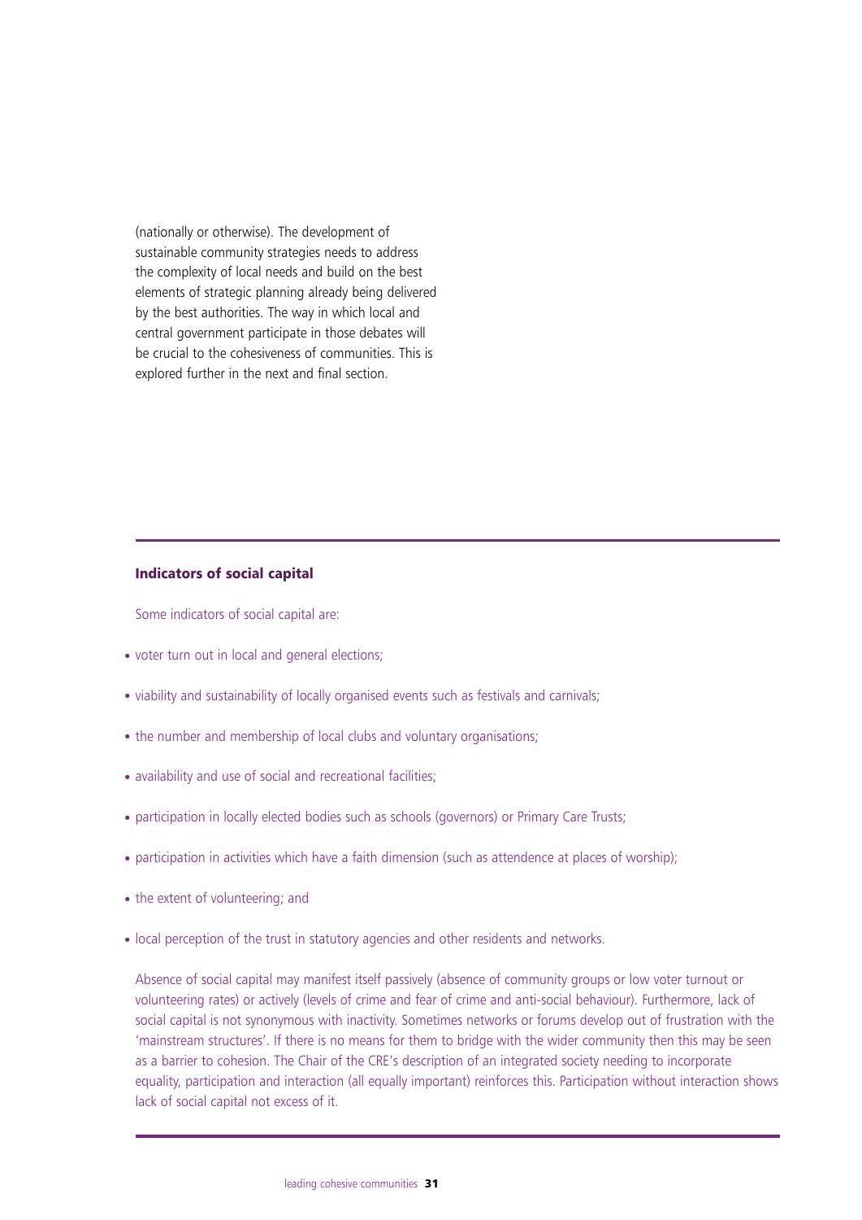(nationally or otherwise). The development of sustainable community strategies needs to address the complexity of local needs and build on the best elements of strategic planning already being delivered by the best authorities. The way in which local and central government participate in those debates will be crucial to the cohesiveness of communities. This is explored further in the next and final section.

---

**Indicators of social capital**

Some indicators of social capital are:

- voter turn out in local and general elections;
- viability and sustainability of locally organised events such as festivals and carnivals;
- the number and membership of local clubs and voluntary organisations;
- availability and use of social and recreational facilities;
- participation in locally elected bodies such as schools (governors) or Primary Care Trusts;
- participation in activities which have a faith dimension (such as attendence at places of worship);
- the extent of volunteering; and
- local perception of the trust in statutory agencies and other residents and networks.

Absence of social capital may manifest itself passively (absence of community groups or low voter turnout or volunteering rates) or actively (levels of crime and fear of crime and anti-social behaviour). Furthermore, lack of social capital is not synonymous with inactivity. Sometimes networks or forums develop out of frustration with the 'mainstream structures'. If there is no means for them to bridge with the wider community then this may be seen as a barrier to cohesion. The Chair of the CRE's description of an integrated society needing to incorporate equality, participation and interaction (all equally important) reinforces this. Participation without interaction shows lack of social capital not excess of it.

---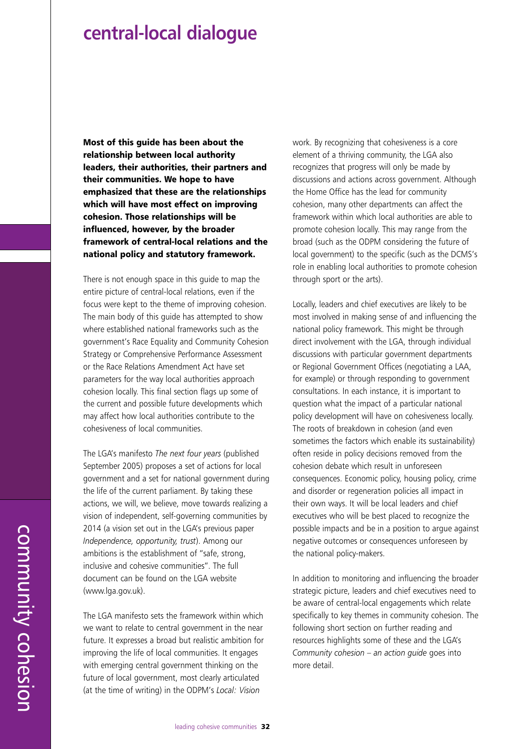# central-local dialogue

**Most of this guide has been about the relationship between local authority leaders, their authorities, their partners and their communities. We hope to have emphasized that these are the relationships which will have most effect on improving cohesion. Those relationships will be influenced, however, by the broader framework of central-local relations and the national policy and statutory framework.**

There is not enough space in this guide to map the entire picture of central-local relations, even if the focus were kept to the theme of improving cohesion. The main body of this guide has attempted to show where established national frameworks such as the government's Race Equality and Community Cohesion Strategy or Comprehensive Performance Assessment or the Race Relations Amendment Act have set parameters for the way local authorities approach cohesion locally. This final section flags up some of the current and possible future developments which may affect how local authorities contribute to the cohesiveness of local communities.

The LGA's manifesto *The next four years* (published September 2005) proposes a set of actions for local government and a set for national government during the life of the current parliament. By taking these actions, we will, we believe, move towards realizing a vision of independent, self-governing communities by 2014 (a vision set out in the LGA's previous paper *Independence, opportunity, trust*). Among our ambitions is the establishment of "safe, strong, inclusive and cohesive communities". The full document can be found on the LGA website (www.lga.gov.uk).

The LGA manifesto sets the framework within which we want to relate to central government in the near future. It expresses a broad but realistic ambition for improving the life of local communities. It engages with emerging central government thinking on the future of local government, most clearly articulated (at the time of writing) in the ODPM's *Local: Vision* work. By recognizing that cohesiveness is a core element of a thriving community, the LGA also recognizes that progress will only be made by discussions and actions across government. Although the Home Office has the lead for community cohesion, many other departments can affect the framework within which local authorities are able to promote cohesion locally. This may range from the broad (such as the ODPM considering the future of local government) to the specific (such as the DCMS's role in enabling local authorities to promote cohesion through sport or the arts).

Locally, leaders and chief executives are likely to be most involved in making sense of and influencing the national policy framework. This might be through direct involvement with the LGA, through individual discussions with particular government departments or Regional Government Offices (negotiating a LAA, for example) or through responding to government consultations. In each instance, it is important to question what the impact of a particular national policy development will have on cohesiveness locally. The roots of breakdown in cohesion (and even sometimes the factors which enable its sustainability) often reside in policy decisions removed from the cohesion debate which result in unforeseen consequences. Economic policy, housing policy, crime and disorder or regeneration policies all impact in their own ways. It will be local leaders and chief executives who will be best placed to recognize the possible impacts and be in a position to argue against negative outcomes or consequences unforeseen by the national policy-makers.

In addition to monitoring and influencing the broader strategic picture, leaders and chief executives need to be aware of central-local engagements which relate specifically to key themes in community cohesion. The following short section on further reading and resources highlights some of these and the LGA's *Community cohesion – an action guide* goes into more detail.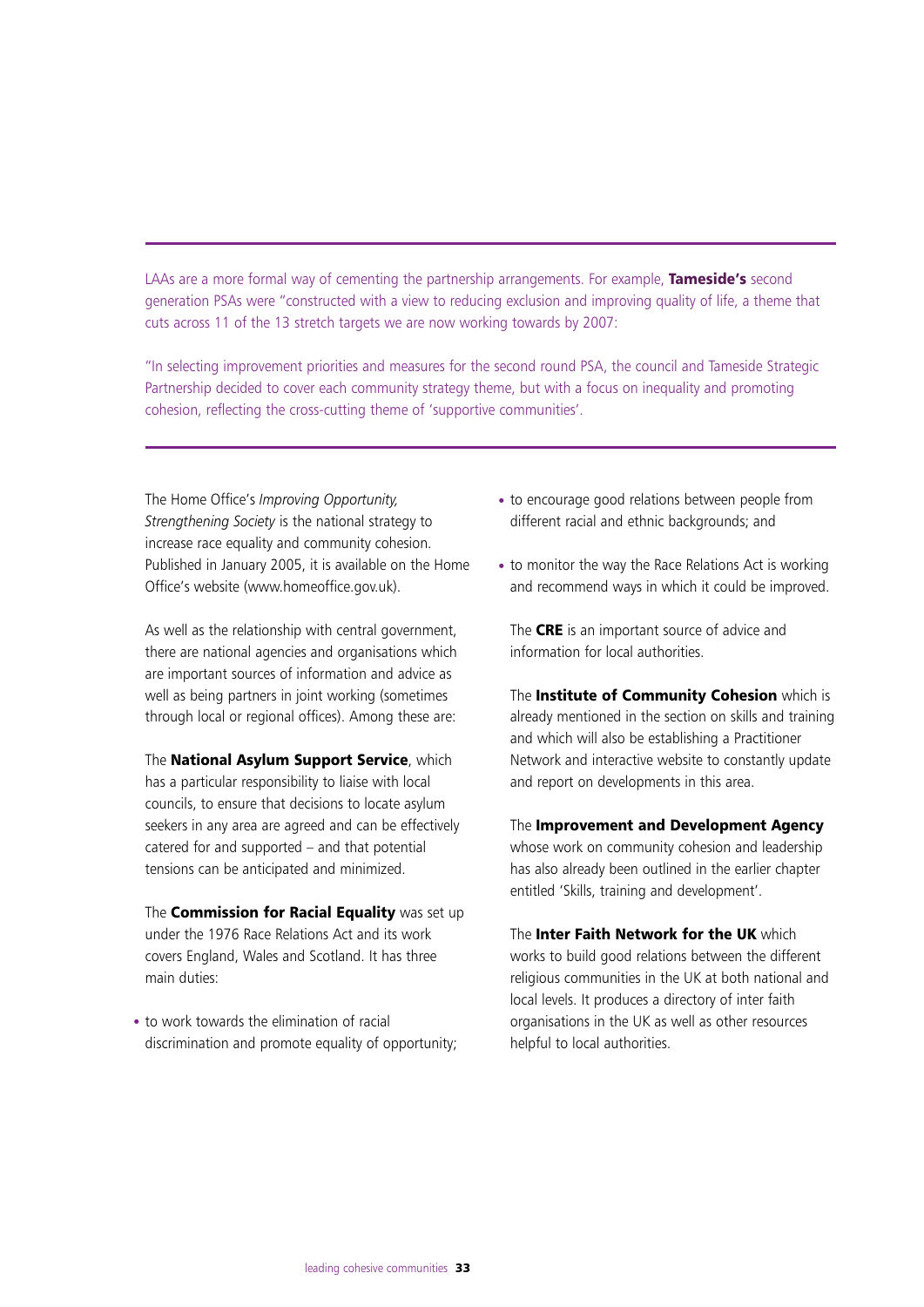LAAs are a more formal way of cementing the partnership arrangements. For example, **Tameside's** second generation PSAs were "constructed with a view to reducing exclusion and improving quality of life, a theme that cuts across 11 of the 13 stretch targets we are now working towards by 2007:

"In selecting improvement priorities and measures for the second round PSA, the council and Tameside Strategic Partnership decided to cover each community strategy theme, but with a focus on inequality and promoting cohesion, reflecting the cross-cutting theme of 'supportive communities'.

---

The Home Office's *Improving Opportunity, Strengthening Society* is the national strategy to increase race equality and community cohesion. Published in January 2005, it is available on the Home Office's website (www.homeoffice.gov.uk).

As well as the relationship with central government, there are national agencies and organisations which are important sources of information and advice as well as being partners in joint working (sometimes through local or regional offices). Among these are:

The **National Asylum Support Service**, which has a particular responsibility to liaise with local councils, to ensure that decisions to locate asylum seekers in any area are agreed and can be effectively catered for and supported – and that potential tensions can be anticipated and minimized.

The **Commission for Racial Equality** was set up under the 1976 Race Relations Act and its work covers England, Wales and Scotland. It has three main duties:

- to work towards the elimination of racial discrimination and promote equality of opportunity;
- to encourage good relations between people from different racial and ethnic backgrounds; and
- to monitor the way the Race Relations Act is working and recommend ways in which it could be improved.

The **CRE** is an important source of advice and information for local authorities.

The **Institute of Community Cohesion** which is already mentioned in the section on skills and training and which will also be establishing a Practitioner Network and interactive website to constantly update and report on developments in this area.

The **Improvement and Development Agency** whose work on community cohesion and leadership has also already been outlined in the earlier chapter entitled 'Skills, training and development'.

The **Inter Faith Network for the UK** which works to build good relations between the different religious communities in the UK at both national and local levels. It produces a directory of inter faith organisations in the UK as well as other resources helpful to local authorities.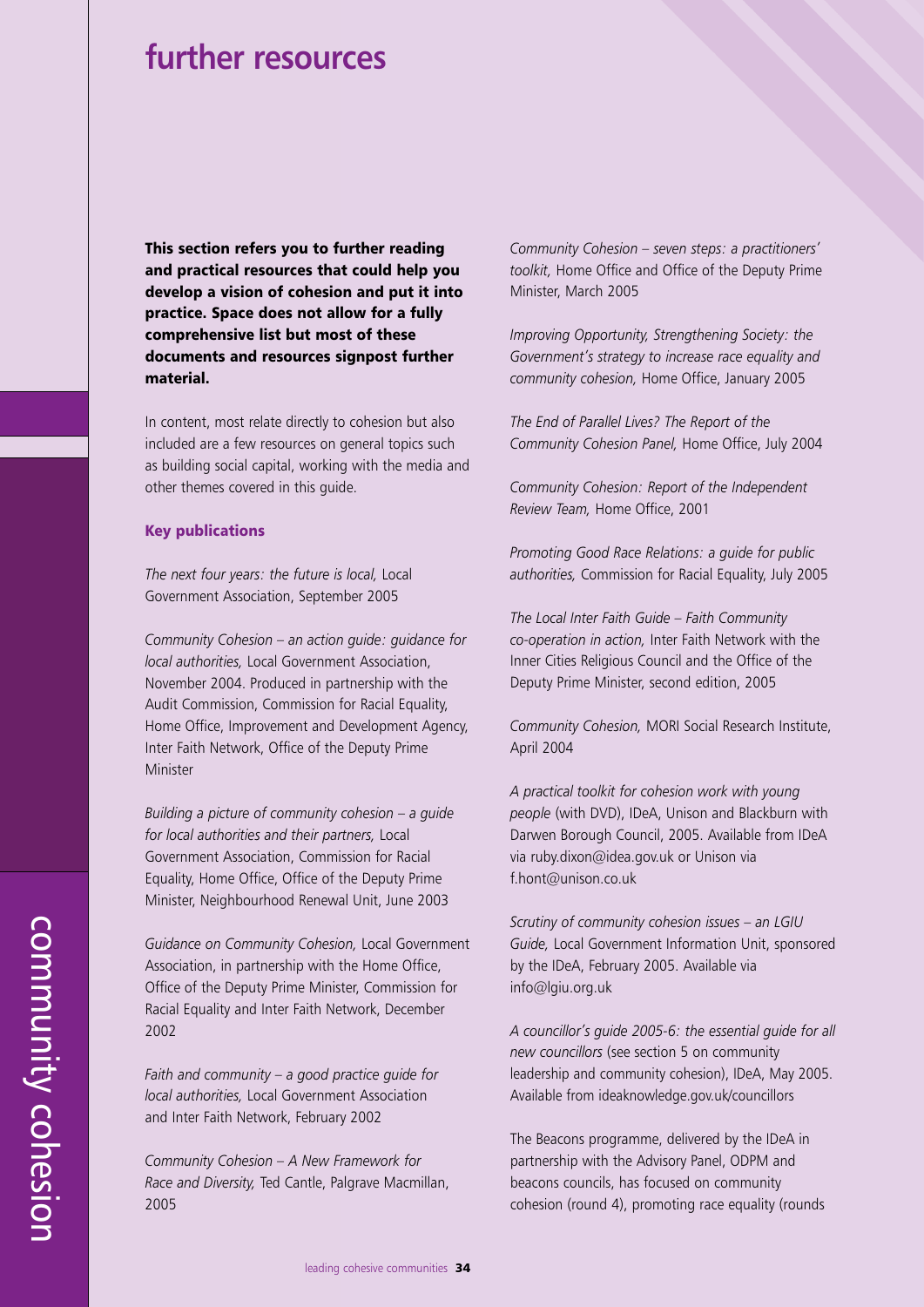# further resources

**This section refers you to further reading and practical resources that could help you develop a vision of cohesion and put it into practice. Space does not allow for a fully comprehensive list but most of these documents and resources signpost further material.**

In content, most relate directly to cohesion but also included are a few resources on general topics such as building social capital, working with the media and other themes covered in this guide.

### Key publications

*The next four years: the future is local,* Local Government Association, September 2005

*Community Cohesion – an action guide: guidance for local authorities,* Local Government Association, November 2004. Produced in partnership with the Audit Commission, Commission for Racial Equality, Home Office, Improvement and Development Agency, Inter Faith Network, Office of the Deputy Prime Minister

*Building a picture of community cohesion – a guide for local authorities and their partners,* Local Government Association, Commission for Racial Equality, Home Office, Office of the Deputy Prime Minister, Neighbourhood Renewal Unit, June 2003

*Guidance on Community Cohesion,* Local Government Association, in partnership with the Home Office, Office of the Deputy Prime Minister, Commission for Racial Equality and Inter Faith Network, December 2002

*Faith and community – a good practice guide for local authorities,* Local Government Association and Inter Faith Network, February 2002

*Community Cohesion – A New Framework for Race and Diversity,* Ted Cantle, Palgrave Macmillan, 2005

*Community Cohesion – seven steps: a practitioners' toolkit,* Home Office and Office of the Deputy Prime Minister, March 2005

*Improving Opportunity, Strengthening Society: the Government's strategy to increase race equality and community cohesion,* Home Office, January 2005

*The End of Parallel Lives? The Report of the Community Cohesion Panel,* Home Office, July 2004

*Community Cohesion: Report of the Independent Review Team,* Home Office, 2001

*Promoting Good Race Relations: a guide for public authorities,* Commission for Racial Equality, July 2005

*The Local Inter Faith Guide – Faith Community co-operation in action,* Inter Faith Network with the Inner Cities Religious Council and the Office of the Deputy Prime Minister, second edition, 2005

*Community Cohesion,* MORI Social Research Institute, April 2004

*A practical toolkit for cohesion work with young people* (with DVD), IDeA, Unison and Blackburn with Darwen Borough Council, 2005. Available from IDeA via ruby.dixon@idea.gov.uk or Unison via f.hont@unison.co.uk

*Scrutiny of community cohesion issues – an LGIU Guide,* Local Government Information Unit, sponsored by the IDeA, February 2005. Available via info@lgiu.org.uk

*A councillor's guide 2005-6: the essential guide for all new councillors* (see section 5 on community leadership and community cohesion), IDeA, May 2005. Available from ideaknowledge.gov.uk/councillors

The Beacons programme, delivered by the IDeA in partnership with the Advisory Panel, ODPM and beacons councils, has focused on community cohesion (round 4), promoting race equality (rounds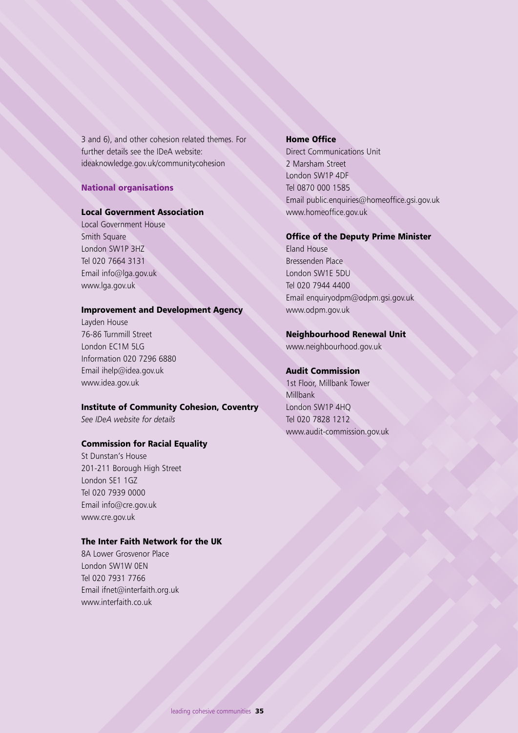3 and 6), and other cohesion related themes. For further details see the IDeA website: ideaknowledge.gov.uk/communitycohesion

## National organisations

### Local Government Association

Local Government House
Smith Square
London SW1P 3HZ
Tel 020 7664 3131
Email info@lga.gov.uk
www.lga.gov.uk

### Improvement and Development Agency

Layden House
76-86 Turnmill Street
London EC1M 5LG
Information 020 7296 6880
Email ihelp@idea.gov.uk
www.idea.gov.uk

### Institute of Community Cohesion, Coventry

*See IDeA website for details*

### Commission for Racial Equality

St Dunstan's House
201-211 Borough High Street
London SE1 1GZ
Tel 020 7939 0000
Email info@cre.gov.uk
www.cre.gov.uk

### The Inter Faith Network for the UK

8A Lower Grosvenor Place
London SW1W 0EN
Tel 020 7931 7766
Email ifnet@interfaith.org.uk
www.interfaith.co.uk

### Home Office

Direct Communications Unit
2 Marsham Street
London SW1P 4DF
Tel 0870 000 1585
Email public.enquiries@homeoffice.gsi.gov.uk
www.homeoffice.gov.uk

### Office of the Deputy Prime Minister

Eland House
Bressenden Place
London SW1E 5DU
Tel 020 7944 4400
Email enquiryodpm@odpm.gsi.gov.uk
www.odpm.gov.uk

### Neighbourhood Renewal Unit

www.neighbourhood.gov.uk

### Audit Commission

1st Floor, Millbank Tower
Millbank
London SW1P 4HQ
Tel 020 7828 1212
www.audit-commission.gov.uk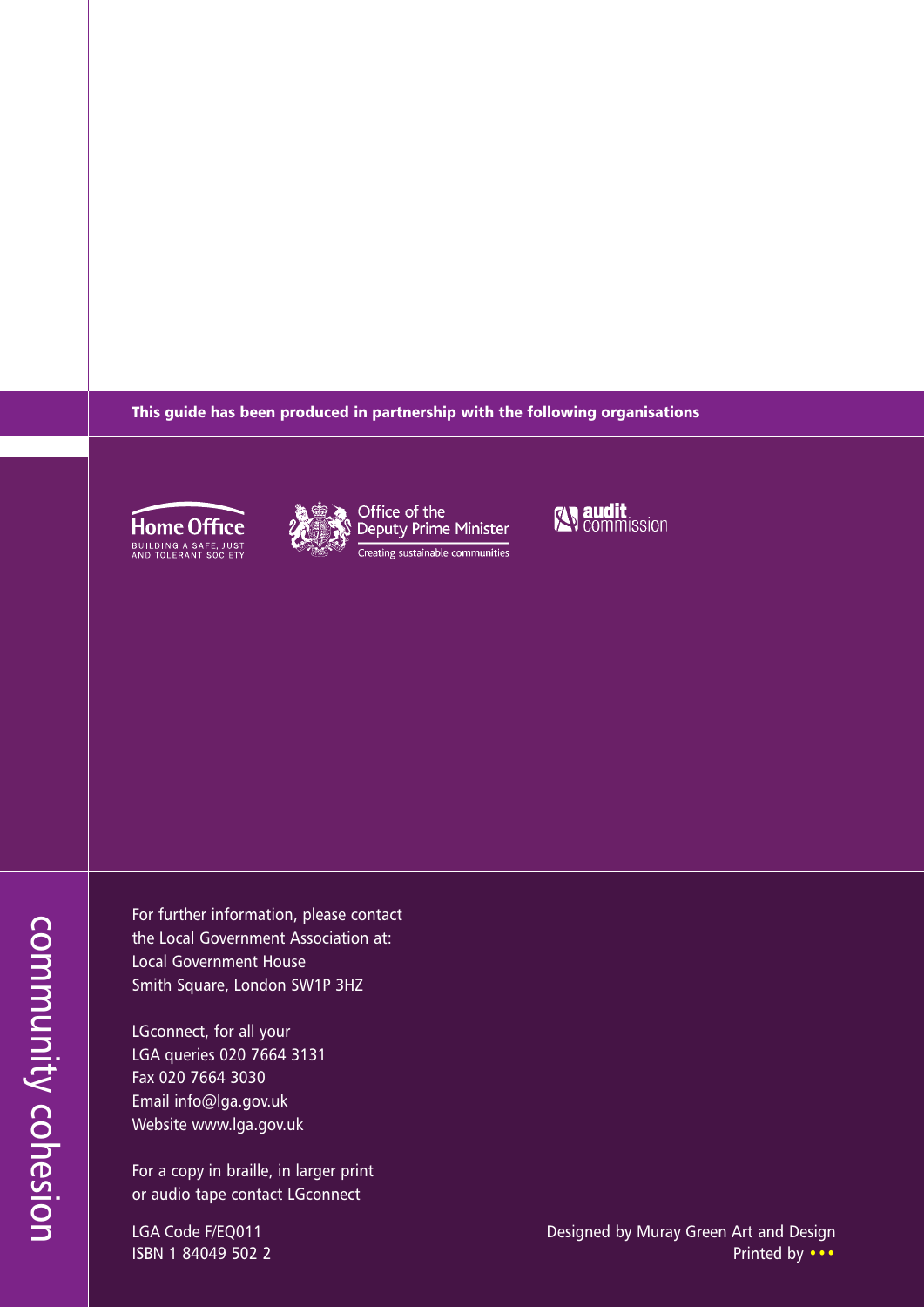**This guide has been produced in partnership with the following organisations**

Home Office
BUILDING A SAFE, JUST AND TOLERANT SOCIETY

Office of the Deputy Prime Minister
Creating sustainable communities

audit commission

community cohesion

For further information, please contact the Local Government Association at:
Local Government House
Smith Square, London SW1P 3HZ

LGconnect, for all your LGA queries 020 7664 3131
Fax 020 7664 3030
Email info@lga.gov.uk
Website www.lga.gov.uk

For a copy in braille, in larger print or audio tape contact LGconnect

LGA Code F/EQ011
ISBN 1 84049 502 2

Designed by Muray Green Art and Design
Printed by